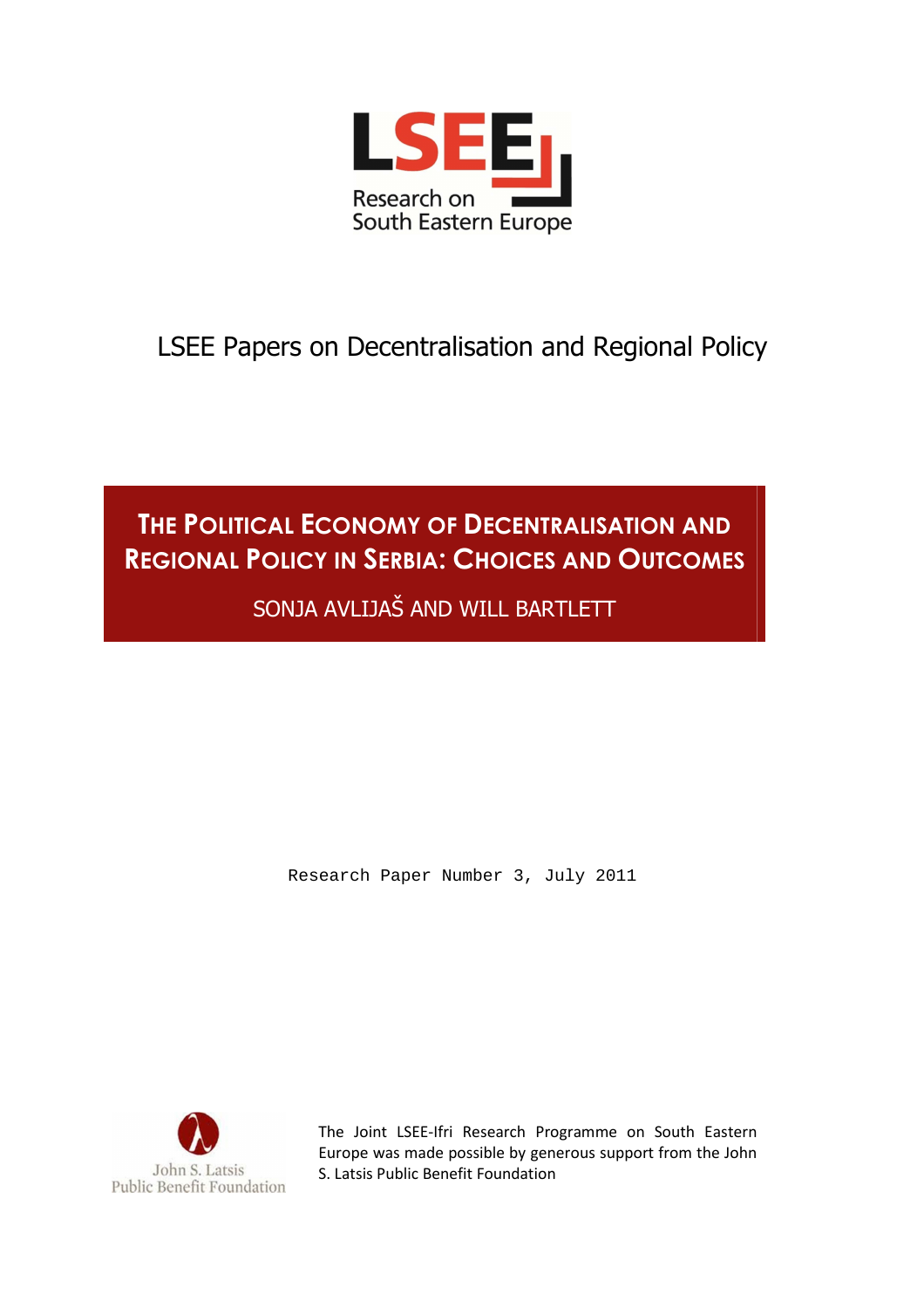LSEE

Research on South Eastern Europe

LSEE Papers on Decentralisation and Regional Policy

# The Political Economy of Decentralisation and Regional Policy in Serbia: Choices and Outcomes

SONJA AVLIJAŠ AND WILL BARTLETT

Research Paper Number 3, July 2011

John S. Latsis Public Benefit Foundation

The Joint LSEE-Ifri Research Programme on South Eastern Europe was made possible by generous support from the John S. Latsis Public Benefit Foundation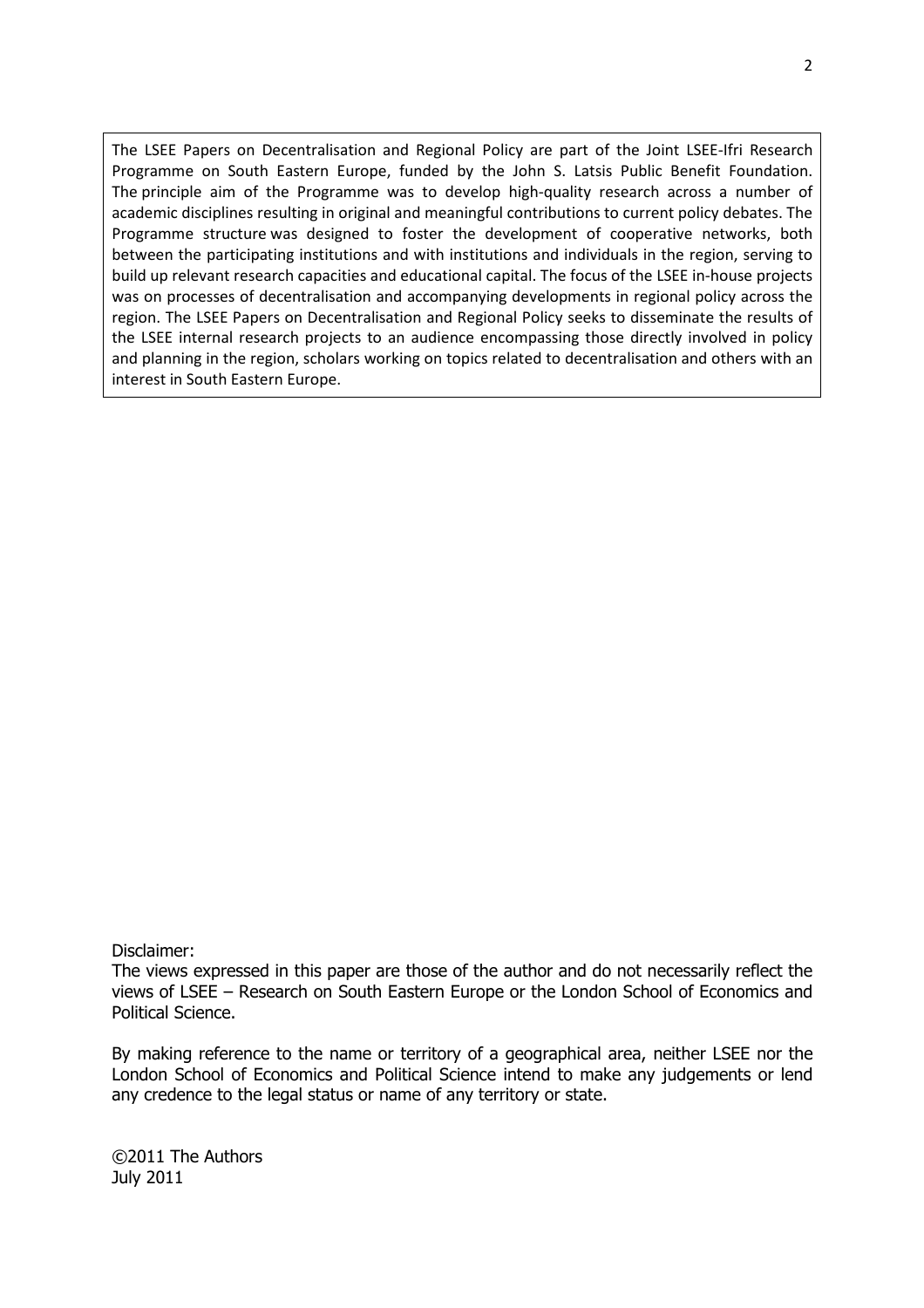The LSEE Papers on Decentralisation and Regional Policy are part of the Joint LSEE-Ifri Research Programme on South Eastern Europe, funded by the John S. Latsis Public Benefit Foundation. The principle aim of the Programme was to develop high-quality research across a number of academic disciplines resulting in original and meaningful contributions to current policy debates. The Programme structure was designed to foster the development of cooperative networks, both between the participating institutions and with institutions and individuals in the region, serving to build up relevant research capacities and educational capital. The focus of the LSEE in-house projects was on processes of decentralisation and accompanying developments in regional policy across the region. The LSEE Papers on Decentralisation and Regional Policy seeks to disseminate the results of the LSEE internal research projects to an audience encompassing those directly involved in policy and planning in the region, scholars working on topics related to decentralisation and others with an interest in South Eastern Europe.

Disclaimer:
The views expressed in this paper are those of the author and do not necessarily reflect the views of LSEE – Research on South Eastern Europe or the London School of Economics and Political Science.

By making reference to the name or territory of a geographical area, neither LSEE nor the London School of Economics and Political Science intend to make any judgements or lend any credence to the legal status or name of any territory or state.

©2011 The Authors
July 2011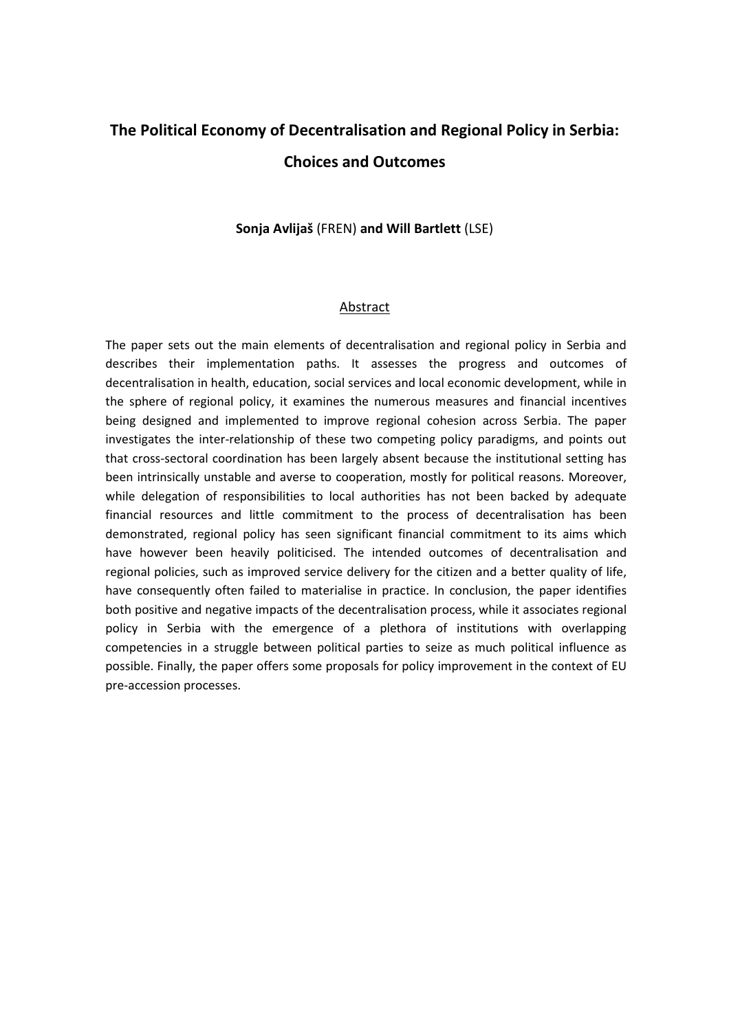# The Political Economy of Decentralisation and Regional Policy in Serbia: Choices and Outcomes

**Sonja Avlijaš** (FREN) **and Will Bartlett** (LSE)

## Abstract

The paper sets out the main elements of decentralisation and regional policy in Serbia and describes their implementation paths. It assesses the progress and outcomes of decentralisation in health, education, social services and local economic development, while in the sphere of regional policy, it examines the numerous measures and financial incentives being designed and implemented to improve regional cohesion across Serbia. The paper investigates the inter-relationship of these two competing policy paradigms, and points out that cross-sectoral coordination has been largely absent because the institutional setting has been intrinsically unstable and averse to cooperation, mostly for political reasons. Moreover, while delegation of responsibilities to local authorities has not been backed by adequate financial resources and little commitment to the process of decentralisation has been demonstrated, regional policy has seen significant financial commitment to its aims which have however been heavily politicised. The intended outcomes of decentralisation and regional policies, such as improved service delivery for the citizen and a better quality of life, have consequently often failed to materialise in practice. In conclusion, the paper identifies both positive and negative impacts of the decentralisation process, while it associates regional policy in Serbia with the emergence of a plethora of institutions with overlapping competencies in a struggle between political parties to seize as much political influence as possible. Finally, the paper offers some proposals for policy improvement in the context of EU pre-accession processes.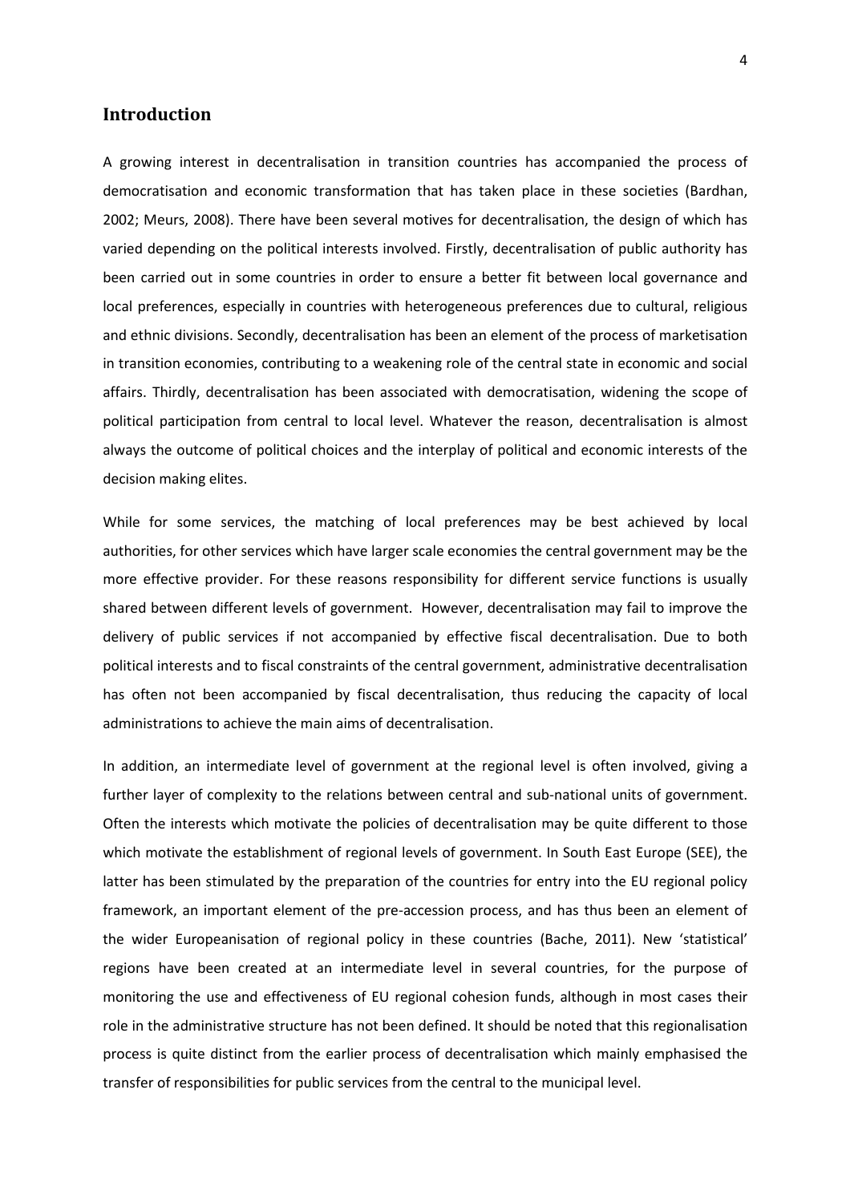## Introduction

A growing interest in decentralisation in transition countries has accompanied the process of democratisation and economic transformation that has taken place in these societies (Bardhan, 2002; Meurs, 2008). There have been several motives for decentralisation, the design of which has varied depending on the political interests involved. Firstly, decentralisation of public authority has been carried out in some countries in order to ensure a better fit between local governance and local preferences, especially in countries with heterogeneous preferences due to cultural, religious and ethnic divisions. Secondly, decentralisation has been an element of the process of marketisation in transition economies, contributing to a weakening role of the central state in economic and social affairs. Thirdly, decentralisation has been associated with democratisation, widening the scope of political participation from central to local level. Whatever the reason, decentralisation is almost always the outcome of political choices and the interplay of political and economic interests of the decision making elites.

While for some services, the matching of local preferences may be best achieved by local authorities, for other services which have larger scale economies the central government may be the more effective provider. For these reasons responsibility for different service functions is usually shared between different levels of government. However, decentralisation may fail to improve the delivery of public services if not accompanied by effective fiscal decentralisation. Due to both political interests and to fiscal constraints of the central government, administrative decentralisation has often not been accompanied by fiscal decentralisation, thus reducing the capacity of local administrations to achieve the main aims of decentralisation.

In addition, an intermediate level of government at the regional level is often involved, giving a further layer of complexity to the relations between central and sub-national units of government. Often the interests which motivate the policies of decentralisation may be quite different to those which motivate the establishment of regional levels of government. In South East Europe (SEE), the latter has been stimulated by the preparation of the countries for entry into the EU regional policy framework, an important element of the pre-accession process, and has thus been an element of the wider Europeanisation of regional policy in these countries (Bache, 2011). New 'statistical' regions have been created at an intermediate level in several countries, for the purpose of monitoring the use and effectiveness of EU regional cohesion funds, although in most cases their role in the administrative structure has not been defined. It should be noted that this regionalisation process is quite distinct from the earlier process of decentralisation which mainly emphasised the transfer of responsibilities for public services from the central to the municipal level.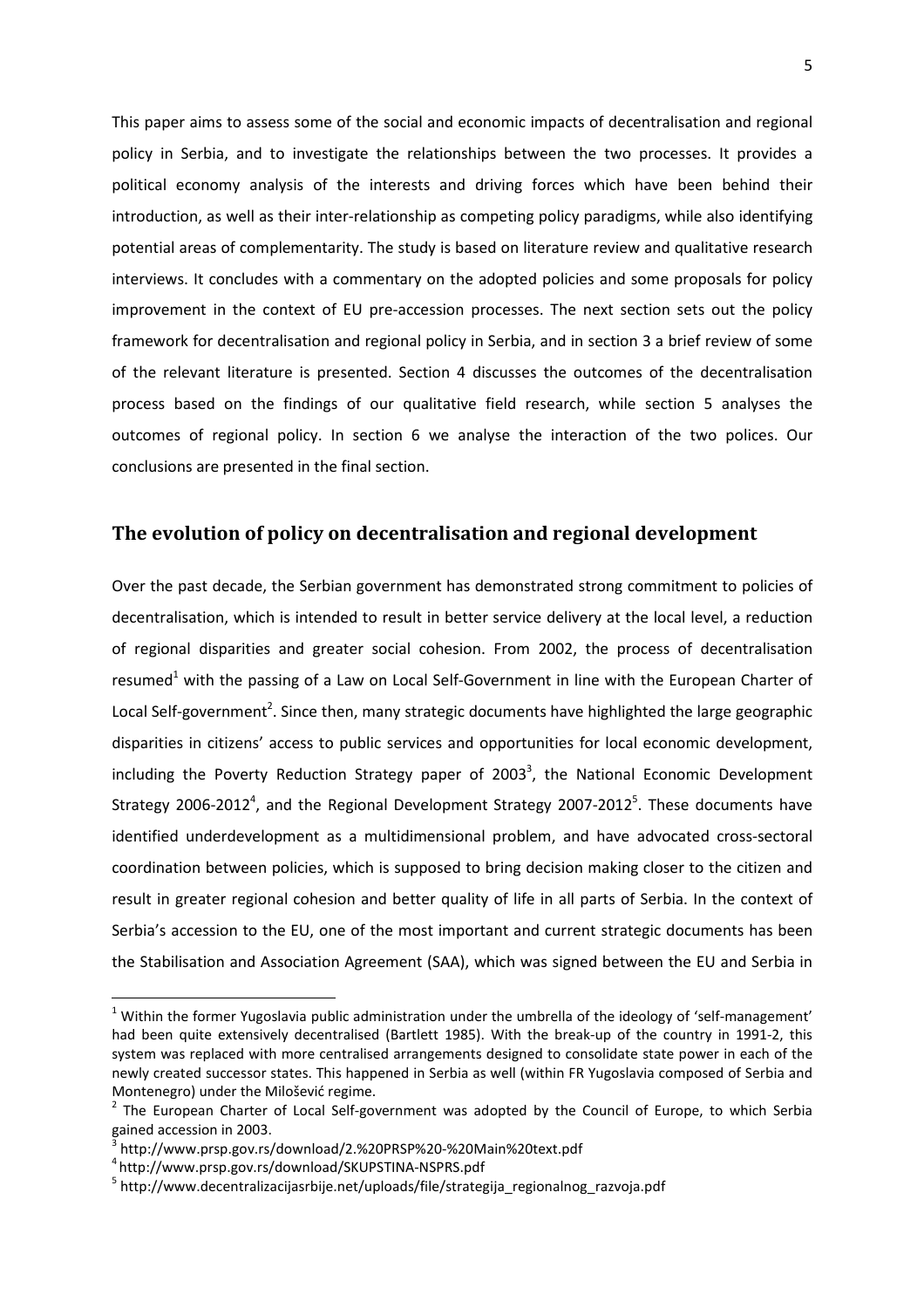This paper aims to assess some of the social and economic impacts of decentralisation and regional policy in Serbia, and to investigate the relationships between the two processes. It provides a political economy analysis of the interests and driving forces which have been behind their introduction, as well as their inter-relationship as competing policy paradigms, while also identifying potential areas of complementarity. The study is based on literature review and qualitative research interviews. It concludes with a commentary on the adopted policies and some proposals for policy improvement in the context of EU pre-accession processes. The next section sets out the policy framework for decentralisation and regional policy in Serbia, and in section 3 a brief review of some of the relevant literature is presented. Section 4 discusses the outcomes of the decentralisation process based on the findings of our qualitative field research, while section 5 analyses the outcomes of regional policy. In section 6 we analyse the interaction of the two polices. Our conclusions are presented in the final section.

## The evolution of policy on decentralisation and regional development

Over the past decade, the Serbian government has demonstrated strong commitment to policies of decentralisation, which is intended to result in better service delivery at the local level, a reduction of regional disparities and greater social cohesion. From 2002, the process of decentralisation resumed[1] with the passing of a Law on Local Self-Government in line with the European Charter of Local Self-government[2]. Since then, many strategic documents have highlighted the large geographic disparities in citizens' access to public services and opportunities for local economic development, including the Poverty Reduction Strategy paper of 2003[3], the National Economic Development Strategy 2006-2012[4], and the Regional Development Strategy 2007-2012[5]. These documents have identified underdevelopment as a multidimensional problem, and have advocated cross-sectoral coordination between policies, which is supposed to bring decision making closer to the citizen and result in greater regional cohesion and better quality of life in all parts of Serbia. In the context of Serbia's accession to the EU, one of the most important and current strategic documents has been the Stabilisation and Association Agreement (SAA), which was signed between the EU and Serbia in

---

[1] Within the former Yugoslavia public administration under the umbrella of the ideology of 'self-management' had been quite extensively decentralised (Bartlett 1985). With the break-up of the country in 1991-2, this system was replaced with more centralised arrangements designed to consolidate state power in each of the newly created successor states. This happened in Serbia as well (within FR Yugoslavia composed of Serbia and Montenegro) under the Milošević regime.

[2] The European Charter of Local Self-government was adopted by the Council of Europe, to which Serbia gained accession in 2003.

[3] http://www.prsp.gov.rs/download/2.%20PRSP%20-%20Main%20text.pdf

[4] http://www.prsp.gov.rs/download/SKUPSTINA-NSPRS.pdf

[5] http://www.decentralizacijasrbije.net/uploads/file/strategija_regionalnog_razvoja.pdf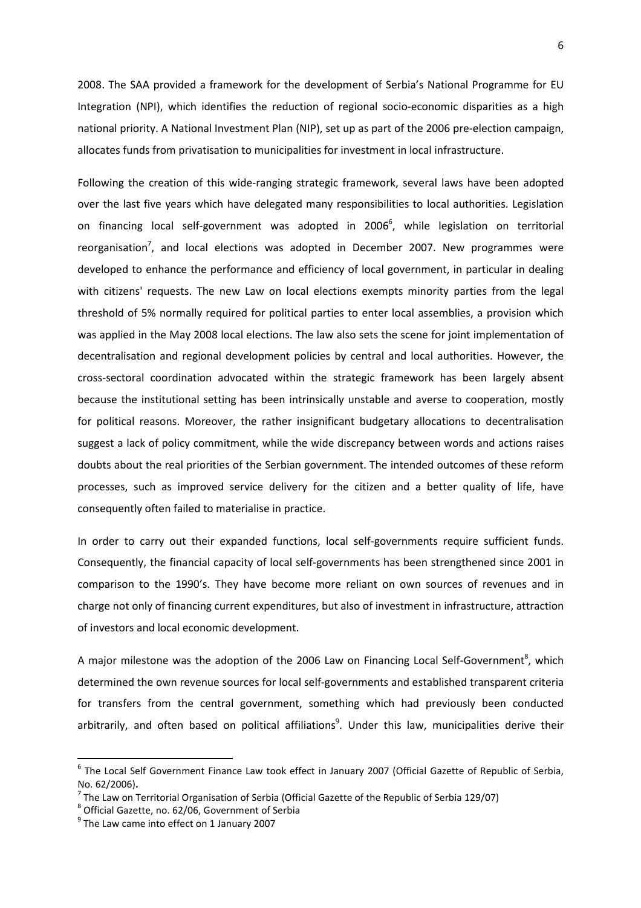2008. The SAA provided a framework for the development of Serbia's National Programme for EU Integration (NPI), which identifies the reduction of regional socio-economic disparities as a high national priority. A National Investment Plan (NIP), set up as part of the 2006 pre-election campaign, allocates funds from privatisation to municipalities for investment in local infrastructure.

Following the creation of this wide-ranging strategic framework, several laws have been adopted over the last five years which have delegated many responsibilities to local authorities. Legislation on financing local self-government was adopted in 2006[6], while legislation on territorial reorganisation[7], and local elections was adopted in December 2007. New programmes were developed to enhance the performance and efficiency of local government, in particular in dealing with citizens' requests. The new Law on local elections exempts minority parties from the legal threshold of 5% normally required for political parties to enter local assemblies, a provision which was applied in the May 2008 local elections. The law also sets the scene for joint implementation of decentralisation and regional development policies by central and local authorities. However, the cross-sectoral coordination advocated within the strategic framework has been largely absent because the institutional setting has been intrinsically unstable and averse to cooperation, mostly for political reasons. Moreover, the rather insignificant budgetary allocations to decentralisation suggest a lack of policy commitment, while the wide discrepancy between words and actions raises doubts about the real priorities of the Serbian government. The intended outcomes of these reform processes, such as improved service delivery for the citizen and a better quality of life, have consequently often failed to materialise in practice.

In order to carry out their expanded functions, local self-governments require sufficient funds. Consequently, the financial capacity of local self-governments has been strengthened since 2001 in comparison to the 1990's. They have become more reliant on own sources of revenues and in charge not only of financing current expenditures, but also of investment in infrastructure, attraction of investors and local economic development.

A major milestone was the adoption of the 2006 Law on Financing Local Self-Government[8], which determined the own revenue sources for local self-governments and established transparent criteria for transfers from the central government, something which had previously been conducted arbitrarily, and often based on political affiliations[9]. Under this law, municipalities derive their

---

[6] The Local Self Government Finance Law took effect in January 2007 (Official Gazette of Republic of Serbia, No. 62/2006).

[7] The Law on Territorial Organisation of Serbia (Official Gazette of the Republic of Serbia 129/07)

[8] Official Gazette, no. 62/06, Government of Serbia

[9] The Law came into effect on 1 January 2007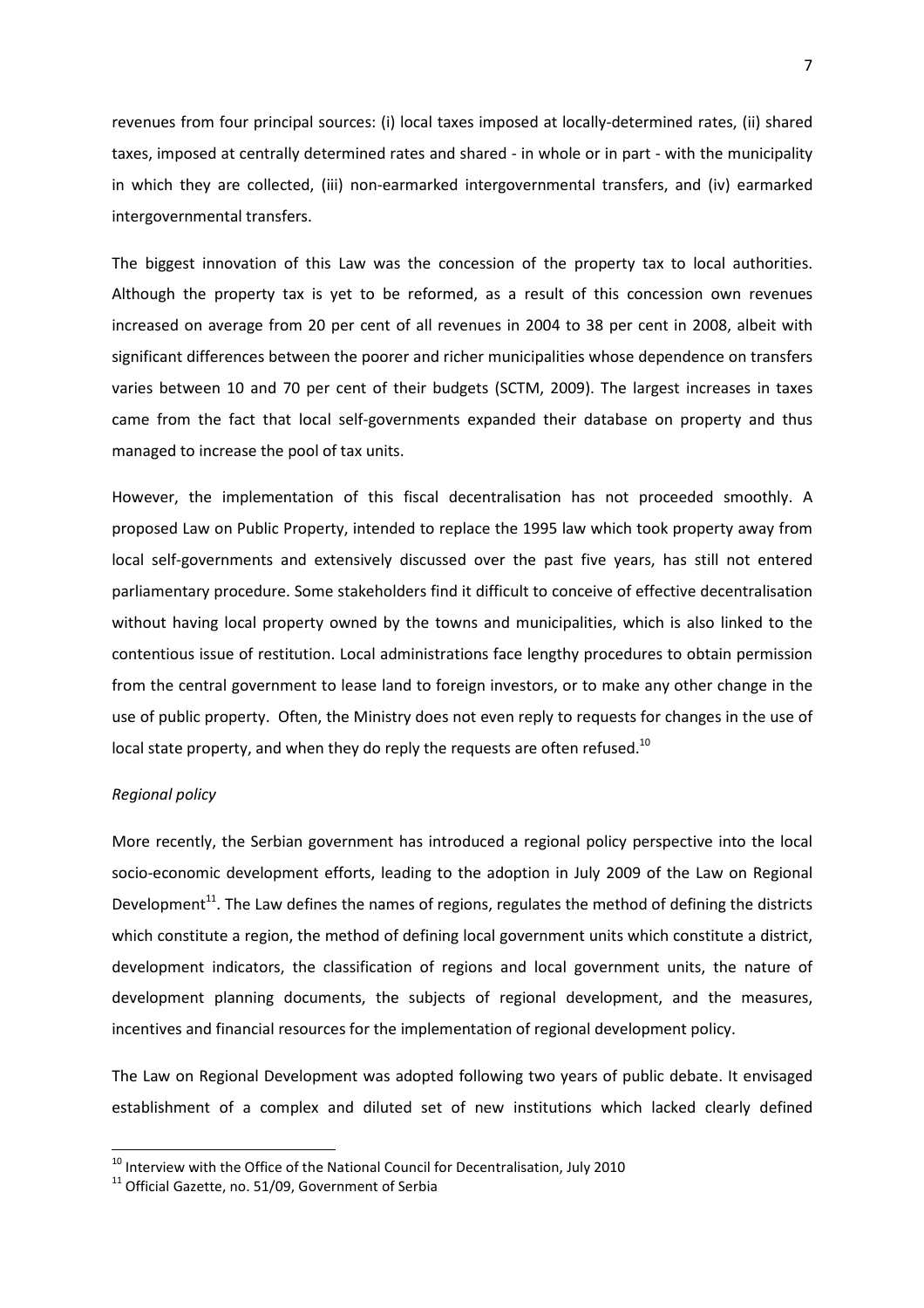revenues from four principal sources: (i) local taxes imposed at locally-determined rates, (ii) shared taxes, imposed at centrally determined rates and shared - in whole or in part - with the municipality in which they are collected, (iii) non-earmarked intergovernmental transfers, and (iv) earmarked intergovernmental transfers.

The biggest innovation of this Law was the concession of the property tax to local authorities. Although the property tax is yet to be reformed, as a result of this concession own revenues increased on average from 20 per cent of all revenues in 2004 to 38 per cent in 2008, albeit with significant differences between the poorer and richer municipalities whose dependence on transfers varies between 10 and 70 per cent of their budgets (SCTM, 2009). The largest increases in taxes came from the fact that local self-governments expanded their database on property and thus managed to increase the pool of tax units.

However, the implementation of this fiscal decentralisation has not proceeded smoothly. A proposed Law on Public Property, intended to replace the 1995 law which took property away from local self-governments and extensively discussed over the past five years, has still not entered parliamentary procedure. Some stakeholders find it difficult to conceive of effective decentralisation without having local property owned by the towns and municipalities, which is also linked to the contentious issue of restitution. Local administrations face lengthy procedures to obtain permission from the central government to lease land to foreign investors, or to make any other change in the use of public property. Often, the Ministry does not even reply to requests for changes in the use of local state property, and when they do reply the requests are often refused.[10]

*Regional policy*

More recently, the Serbian government has introduced a regional policy perspective into the local socio-economic development efforts, leading to the adoption in July 2009 of the Law on Regional Development[11]. The Law defines the names of regions, regulates the method of defining the districts which constitute a region, the method of defining local government units which constitute a district, development indicators, the classification of regions and local government units, the nature of development planning documents, the subjects of regional development, and the measures, incentives and financial resources for the implementation of regional development policy.

The Law on Regional Development was adopted following two years of public debate. It envisaged establishment of a complex and diluted set of new institutions which lacked clearly defined

---

[10] Interview with the Office of the National Council for Decentralisation, July 2010

[11] Official Gazette, no. 51/09, Government of Serbia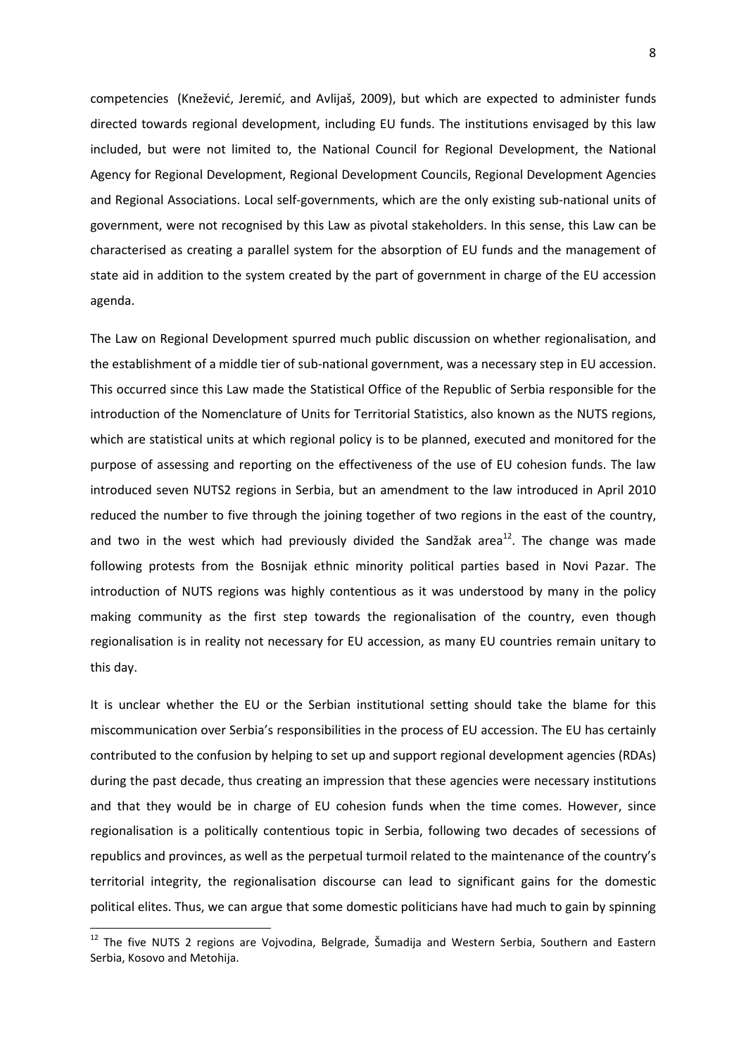competencies (Knežević, Jeremić, and Avlijaš, 2009), but which are expected to administer funds directed towards regional development, including EU funds. The institutions envisaged by this law included, but were not limited to, the National Council for Regional Development, the National Agency for Regional Development, Regional Development Councils, Regional Development Agencies and Regional Associations. Local self-governments, which are the only existing sub-national units of government, were not recognised by this Law as pivotal stakeholders. In this sense, this Law can be characterised as creating a parallel system for the absorption of EU funds and the management of state aid in addition to the system created by the part of government in charge of the EU accession agenda.

The Law on Regional Development spurred much public discussion on whether regionalisation, and the establishment of a middle tier of sub-national government, was a necessary step in EU accession. This occurred since this Law made the Statistical Office of the Republic of Serbia responsible for the introduction of the Nomenclature of Units for Territorial Statistics, also known as the NUTS regions, which are statistical units at which regional policy is to be planned, executed and monitored for the purpose of assessing and reporting on the effectiveness of the use of EU cohesion funds. The law introduced seven NUTS2 regions in Serbia, but an amendment to the law introduced in April 2010 reduced the number to five through the joining together of two regions in the east of the country, and two in the west which had previously divided the Sandžak area[12]. The change was made following protests from the Bosnijak ethnic minority political parties based in Novi Pazar. The introduction of NUTS regions was highly contentious as it was understood by many in the policy making community as the first step towards the regionalisation of the country, even though regionalisation is in reality not necessary for EU accession, as many EU countries remain unitary to this day.

It is unclear whether the EU or the Serbian institutional setting should take the blame for this miscommunication over Serbia's responsibilities in the process of EU accession. The EU has certainly contributed to the confusion by helping to set up and support regional development agencies (RDAs) during the past decade, thus creating an impression that these agencies were necessary institutions and that they would be in charge of EU cohesion funds when the time comes. However, since regionalisation is a politically contentious topic in Serbia, following two decades of secessions of republics and provinces, as well as the perpetual turmoil related to the maintenance of the country's territorial integrity, the regionalisation discourse can lead to significant gains for the domestic political elites. Thus, we can argue that some domestic politicians have had much to gain by spinning

[12] The five NUTS 2 regions are Vojvodina, Belgrade, Šumadija and Western Serbia, Southern and Eastern Serbia, Kosovo and Metohija.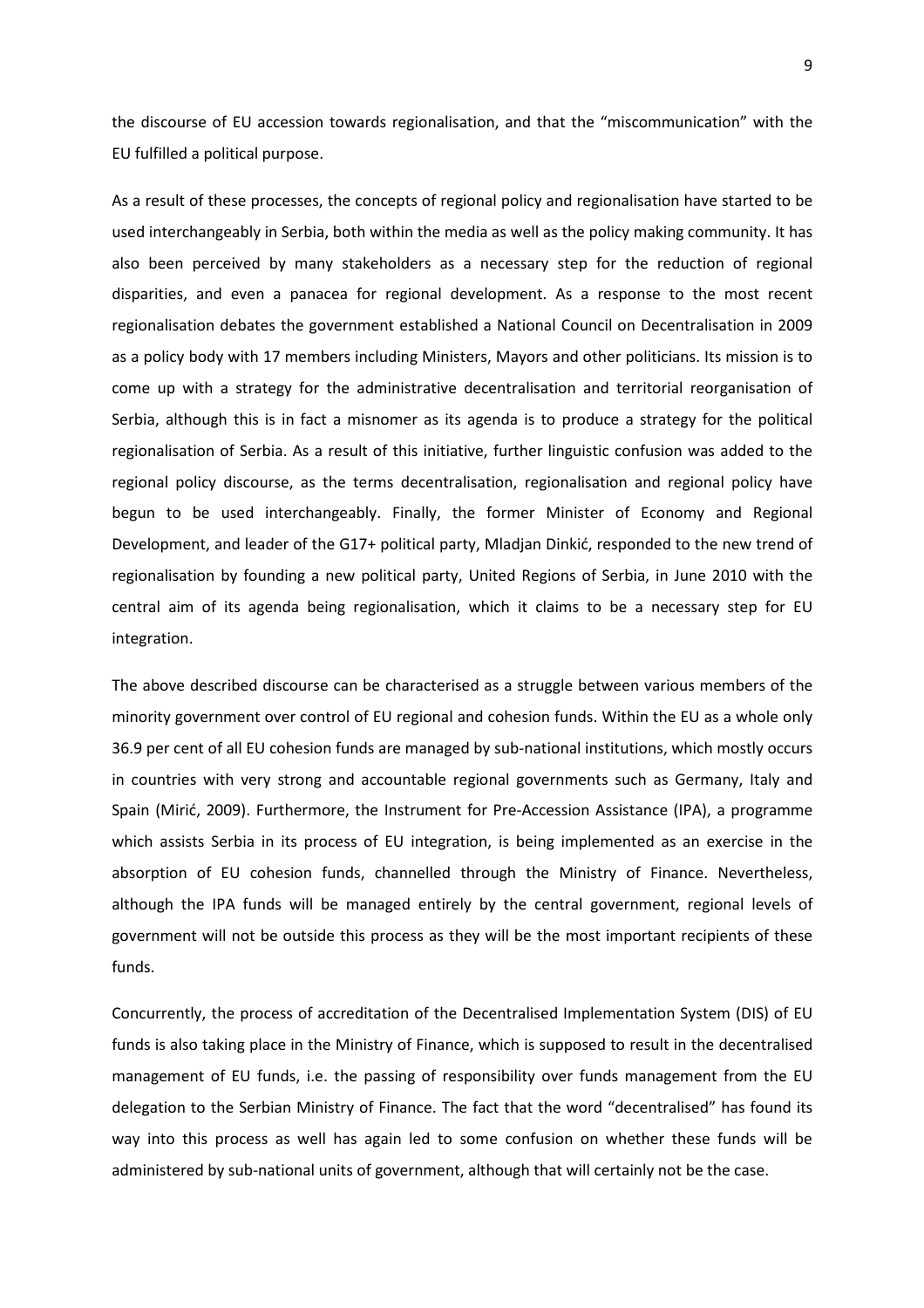the discourse of EU accession towards regionalisation, and that the "miscommunication" with the EU fulfilled a political purpose.

As a result of these processes, the concepts of regional policy and regionalisation have started to be used interchangeably in Serbia, both within the media as well as the policy making community. It has also been perceived by many stakeholders as a necessary step for the reduction of regional disparities, and even a panacea for regional development. As a response to the most recent regionalisation debates the government established a National Council on Decentralisation in 2009 as a policy body with 17 members including Ministers, Mayors and other politicians. Its mission is to come up with a strategy for the administrative decentralisation and territorial reorganisation of Serbia, although this is in fact a misnomer as its agenda is to produce a strategy for the political regionalisation of Serbia. As a result of this initiative, further linguistic confusion was added to the regional policy discourse, as the terms decentralisation, regionalisation and regional policy have begun to be used interchangeably. Finally, the former Minister of Economy and Regional Development, and leader of the G17+ political party, Mladjan Dinkić, responded to the new trend of regionalisation by founding a new political party, United Regions of Serbia, in June 2010 with the central aim of its agenda being regionalisation, which it claims to be a necessary step for EU integration.

The above described discourse can be characterised as a struggle between various members of the minority government over control of EU regional and cohesion funds. Within the EU as a whole only 36.9 per cent of all EU cohesion funds are managed by sub-national institutions, which mostly occurs in countries with very strong and accountable regional governments such as Germany, Italy and Spain (Mirić, 2009). Furthermore, the Instrument for Pre-Accession Assistance (IPA), a programme which assists Serbia in its process of EU integration, is being implemented as an exercise in the absorption of EU cohesion funds, channelled through the Ministry of Finance. Nevertheless, although the IPA funds will be managed entirely by the central government, regional levels of government will not be outside this process as they will be the most important recipients of these funds.

Concurrently, the process of accreditation of the Decentralised Implementation System (DIS) of EU funds is also taking place in the Ministry of Finance, which is supposed to result in the decentralised management of EU funds, i.e. the passing of responsibility over funds management from the EU delegation to the Serbian Ministry of Finance. The fact that the word "decentralised" has found its way into this process as well has again led to some confusion on whether these funds will be administered by sub-national units of government, although that will certainly not be the case.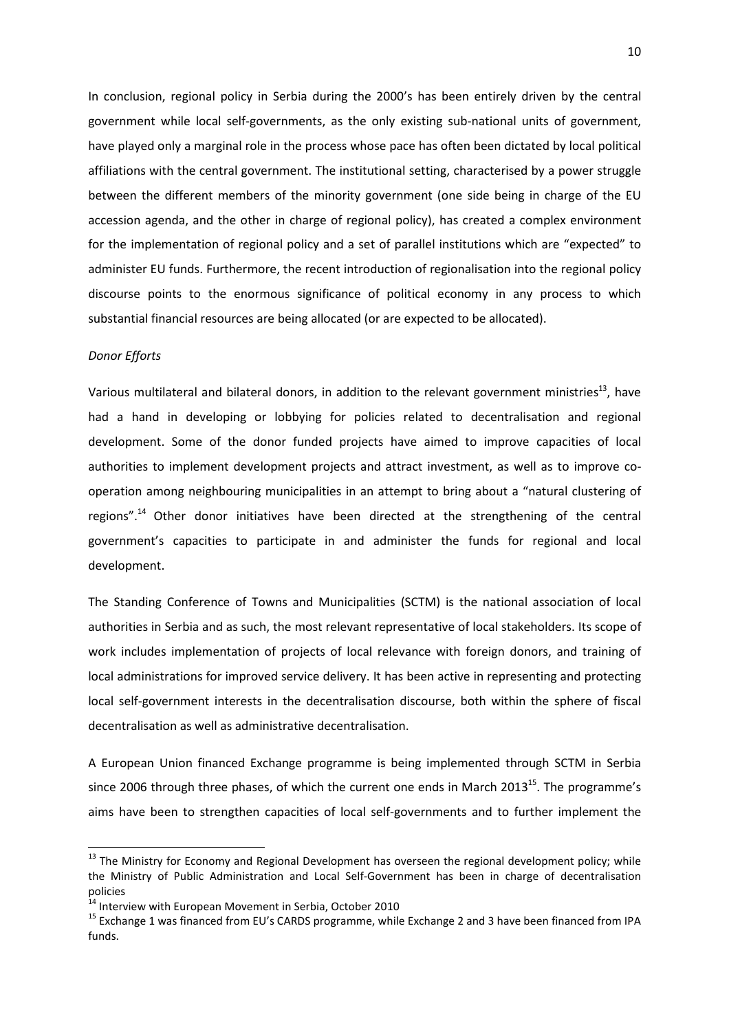In conclusion, regional policy in Serbia during the 2000's has been entirely driven by the central government while local self-governments, as the only existing sub-national units of government, have played only a marginal role in the process whose pace has often been dictated by local political affiliations with the central government. The institutional setting, characterised by a power struggle between the different members of the minority government (one side being in charge of the EU accession agenda, and the other in charge of regional policy), has created a complex environment for the implementation of regional policy and a set of parallel institutions which are "expected" to administer EU funds. Furthermore, the recent introduction of regionalisation into the regional policy discourse points to the enormous significance of political economy in any process to which substantial financial resources are being allocated (or are expected to be allocated).

*Donor Efforts*

Various multilateral and bilateral donors, in addition to the relevant government ministries[13], have had a hand in developing or lobbying for policies related to decentralisation and regional development. Some of the donor funded projects have aimed to improve capacities of local authorities to implement development projects and attract investment, as well as to improve co-operation among neighbouring municipalities in an attempt to bring about a "natural clustering of regions".[14] Other donor initiatives have been directed at the strengthening of the central government's capacities to participate in and administer the funds for regional and local development.

The Standing Conference of Towns and Municipalities (SCTM) is the national association of local authorities in Serbia and as such, the most relevant representative of local stakeholders. Its scope of work includes implementation of projects of local relevance with foreign donors, and training of local administrations for improved service delivery. It has been active in representing and protecting local self-government interests in the decentralisation discourse, both within the sphere of fiscal decentralisation as well as administrative decentralisation.

A European Union financed Exchange programme is being implemented through SCTM in Serbia since 2006 through three phases, of which the current one ends in March 2013[15]. The programme's aims have been to strengthen capacities of local self-governments and to further implement the

[13] The Ministry for Economy and Regional Development has overseen the regional development policy; while the Ministry of Public Administration and Local Self-Government has been in charge of decentralisation policies

[14] Interview with European Movement in Serbia, October 2010

[15] Exchange 1 was financed from EU's CARDS programme, while Exchange 2 and 3 have been financed from IPA funds.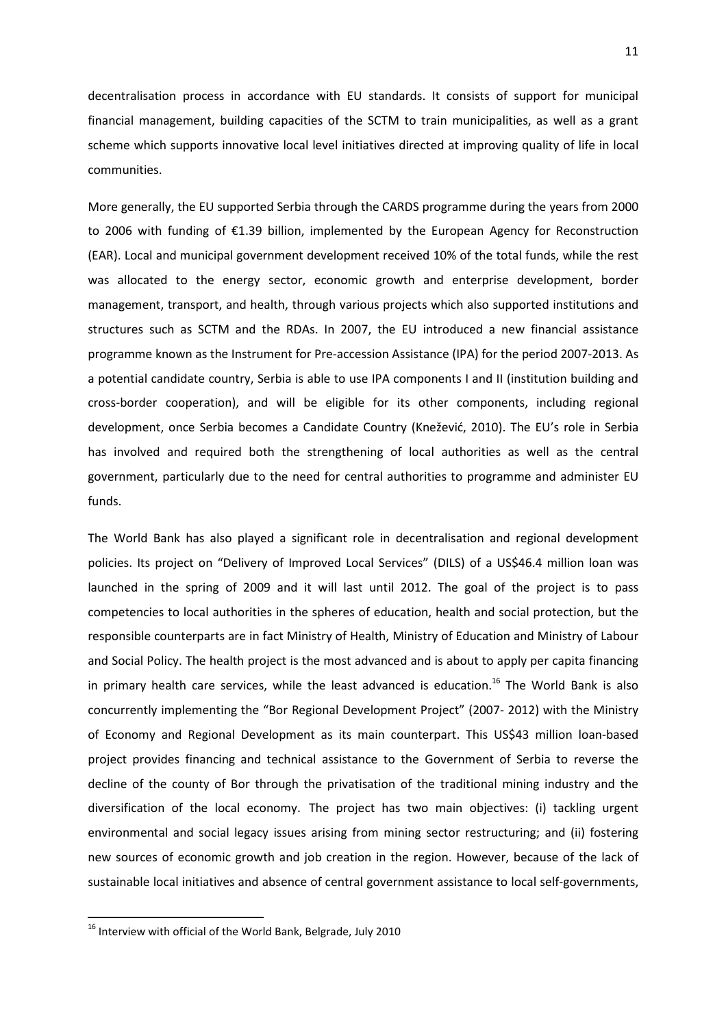decentralisation process in accordance with EU standards. It consists of support for municipal financial management, building capacities of the SCTM to train municipalities, as well as a grant scheme which supports innovative local level initiatives directed at improving quality of life in local communities.

More generally, the EU supported Serbia through the CARDS programme during the years from 2000 to 2006 with funding of €1.39 billion, implemented by the European Agency for Reconstruction (EAR). Local and municipal government development received 10% of the total funds, while the rest was allocated to the energy sector, economic growth and enterprise development, border management, transport, and health, through various projects which also supported institutions and structures such as SCTM and the RDAs. In 2007, the EU introduced a new financial assistance programme known as the Instrument for Pre-accession Assistance (IPA) for the period 2007-2013. As a potential candidate country, Serbia is able to use IPA components I and II (institution building and cross-border cooperation), and will be eligible for its other components, including regional development, once Serbia becomes a Candidate Country (Knežević, 2010). The EU's role in Serbia has involved and required both the strengthening of local authorities as well as the central government, particularly due to the need for central authorities to programme and administer EU funds.

The World Bank has also played a significant role in decentralisation and regional development policies. Its project on "Delivery of Improved Local Services" (DILS) of a US$46.4 million loan was launched in the spring of 2009 and it will last until 2012. The goal of the project is to pass competencies to local authorities in the spheres of education, health and social protection, but the responsible counterparts are in fact Ministry of Health, Ministry of Education and Ministry of Labour and Social Policy. The health project is the most advanced and is about to apply per capita financing in primary health care services, while the least advanced is education.[16] The World Bank is also concurrently implementing the "Bor Regional Development Project" (2007- 2012) with the Ministry of Economy and Regional Development as its main counterpart. This US$43 million loan-based project provides financing and technical assistance to the Government of Serbia to reverse the decline of the county of Bor through the privatisation of the traditional mining industry and the diversification of the local economy. The project has two main objectives: (i) tackling urgent environmental and social legacy issues arising from mining sector restructuring; and (ii) fostering new sources of economic growth and job creation in the region. However, because of the lack of sustainable local initiatives and absence of central government assistance to local self-governments,

[16] Interview with official of the World Bank, Belgrade, July 2010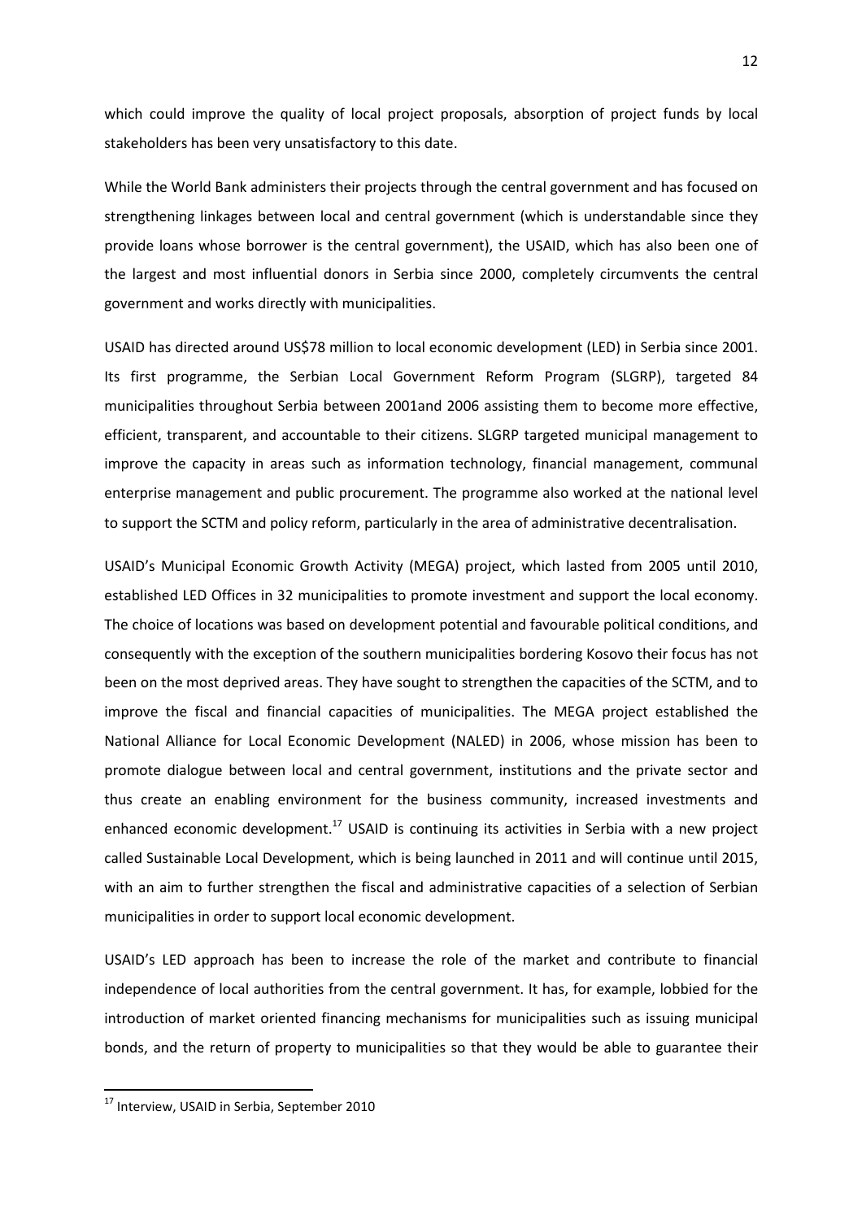which could improve the quality of local project proposals, absorption of project funds by local stakeholders has been very unsatisfactory to this date.

While the World Bank administers their projects through the central government and has focused on strengthening linkages between local and central government (which is understandable since they provide loans whose borrower is the central government), the USAID, which has also been one of the largest and most influential donors in Serbia since 2000, completely circumvents the central government and works directly with municipalities.

USAID has directed around US$78 million to local economic development (LED) in Serbia since 2001. Its first programme, the Serbian Local Government Reform Program (SLGRP), targeted 84 municipalities throughout Serbia between 2001and 2006 assisting them to become more effective, efficient, transparent, and accountable to their citizens. SLGRP targeted municipal management to improve the capacity in areas such as information technology, financial management, communal enterprise management and public procurement. The programme also worked at the national level to support the SCTM and policy reform, particularly in the area of administrative decentralisation.

USAID's Municipal Economic Growth Activity (MEGA) project, which lasted from 2005 until 2010, established LED Offices in 32 municipalities to promote investment and support the local economy. The choice of locations was based on development potential and favourable political conditions, and consequently with the exception of the southern municipalities bordering Kosovo their focus has not been on the most deprived areas. They have sought to strengthen the capacities of the SCTM, and to improve the fiscal and financial capacities of municipalities. The MEGA project established the National Alliance for Local Economic Development (NALED) in 2006, whose mission has been to promote dialogue between local and central government, institutions and the private sector and thus create an enabling environment for the business community, increased investments and enhanced economic development.[17] USAID is continuing its activities in Serbia with a new project called Sustainable Local Development, which is being launched in 2011 and will continue until 2015, with an aim to further strengthen the fiscal and administrative capacities of a selection of Serbian municipalities in order to support local economic development.

USAID's LED approach has been to increase the role of the market and contribute to financial independence of local authorities from the central government. It has, for example, lobbied for the introduction of market oriented financing mechanisms for municipalities such as issuing municipal bonds, and the return of property to municipalities so that they would be able to guarantee their

[17] Interview, USAID in Serbia, September 2010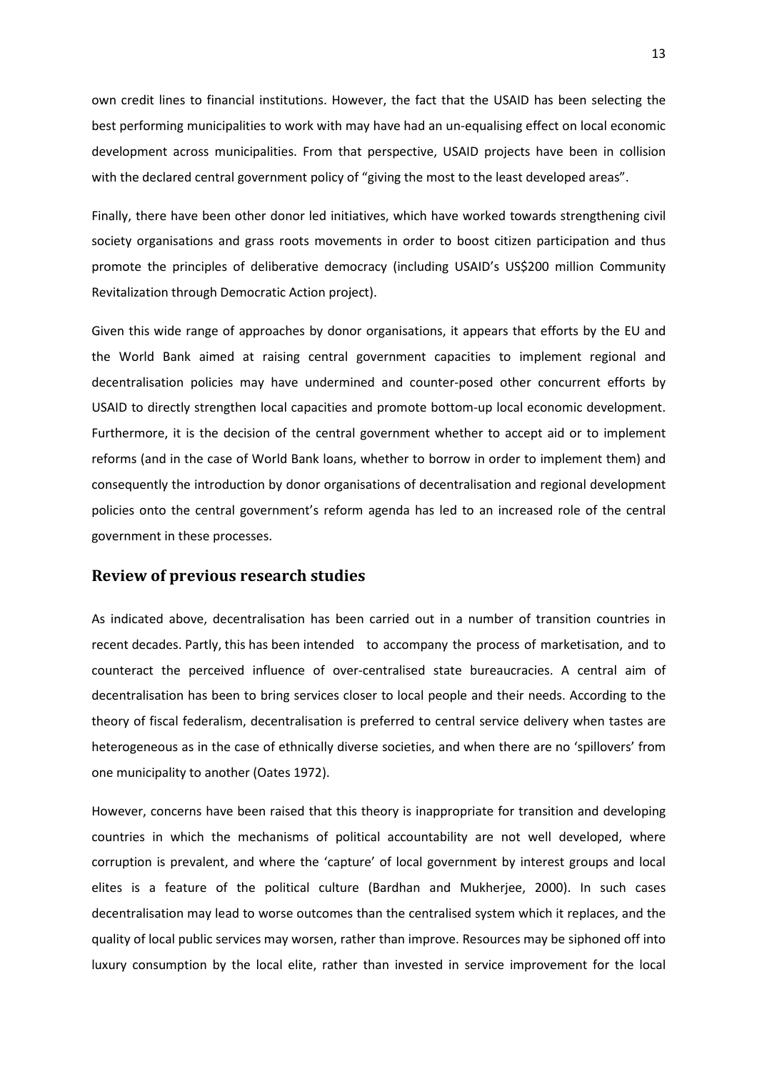own credit lines to financial institutions. However, the fact that the USAID has been selecting the best performing municipalities to work with may have had an un-equalising effect on local economic development across municipalities. From that perspective, USAID projects have been in collision with the declared central government policy of "giving the most to the least developed areas".

Finally, there have been other donor led initiatives, which have worked towards strengthening civil society organisations and grass roots movements in order to boost citizen participation and thus promote the principles of deliberative democracy (including USAID's US$200 million Community Revitalization through Democratic Action project).

Given this wide range of approaches by donor organisations, it appears that efforts by the EU and the World Bank aimed at raising central government capacities to implement regional and decentralisation policies may have undermined and counter-posed other concurrent efforts by USAID to directly strengthen local capacities and promote bottom-up local economic development. Furthermore, it is the decision of the central government whether to accept aid or to implement reforms (and in the case of World Bank loans, whether to borrow in order to implement them) and consequently the introduction by donor organisations of decentralisation and regional development policies onto the central government's reform agenda has led to an increased role of the central government in these processes.

## Review of previous research studies

As indicated above, decentralisation has been carried out in a number of transition countries in recent decades. Partly, this has been intended to accompany the process of marketisation, and to counteract the perceived influence of over-centralised state bureaucracies. A central aim of decentralisation has been to bring services closer to local people and their needs. According to the theory of fiscal federalism, decentralisation is preferred to central service delivery when tastes are heterogeneous as in the case of ethnically diverse societies, and when there are no 'spillovers' from one municipality to another (Oates 1972).

However, concerns have been raised that this theory is inappropriate for transition and developing countries in which the mechanisms of political accountability are not well developed, where corruption is prevalent, and where the 'capture' of local government by interest groups and local elites is a feature of the political culture (Bardhan and Mukherjee, 2000). In such cases decentralisation may lead to worse outcomes than the centralised system which it replaces, and the quality of local public services may worsen, rather than improve. Resources may be siphoned off into luxury consumption by the local elite, rather than invested in service improvement for the local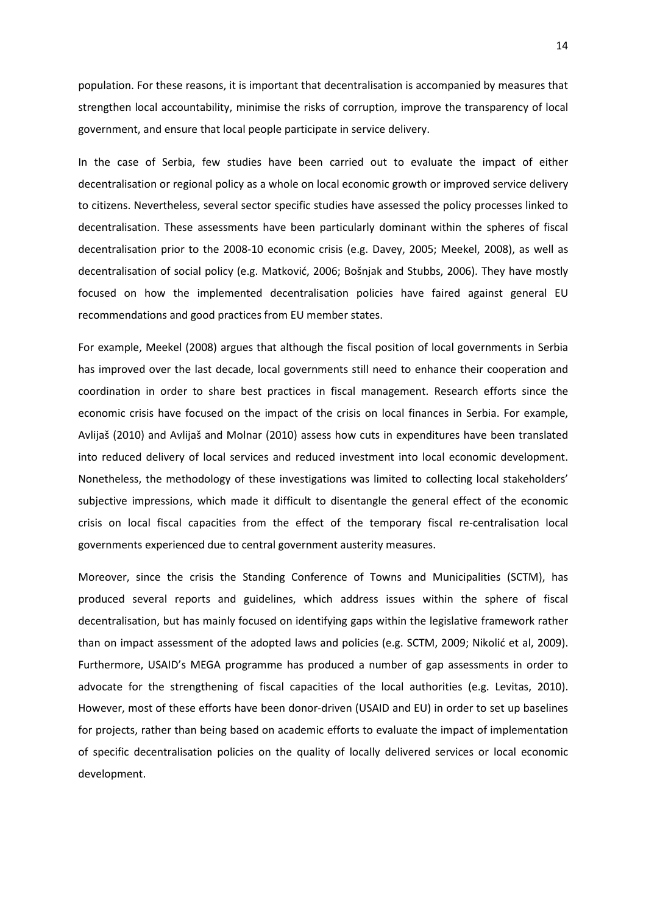population. For these reasons, it is important that decentralisation is accompanied by measures that strengthen local accountability, minimise the risks of corruption, improve the transparency of local government, and ensure that local people participate in service delivery.

In the case of Serbia, few studies have been carried out to evaluate the impact of either decentralisation or regional policy as a whole on local economic growth or improved service delivery to citizens. Nevertheless, several sector specific studies have assessed the policy processes linked to decentralisation. These assessments have been particularly dominant within the spheres of fiscal decentralisation prior to the 2008-10 economic crisis (e.g. Davey, 2005; Meekel, 2008), as well as decentralisation of social policy (e.g. Matković, 2006; Bošnjak and Stubbs, 2006). They have mostly focused on how the implemented decentralisation policies have faired against general EU recommendations and good practices from EU member states.

For example, Meekel (2008) argues that although the fiscal position of local governments in Serbia has improved over the last decade, local governments still need to enhance their cooperation and coordination in order to share best practices in fiscal management. Research efforts since the economic crisis have focused on the impact of the crisis on local finances in Serbia. For example, Avlijaš (2010) and Avlijaš and Molnar (2010) assess how cuts in expenditures have been translated into reduced delivery of local services and reduced investment into local economic development. Nonetheless, the methodology of these investigations was limited to collecting local stakeholders' subjective impressions, which made it difficult to disentangle the general effect of the economic crisis on local fiscal capacities from the effect of the temporary fiscal re-centralisation local governments experienced due to central government austerity measures.

Moreover, since the crisis the Standing Conference of Towns and Municipalities (SCTM), has produced several reports and guidelines, which address issues within the sphere of fiscal decentralisation, but has mainly focused on identifying gaps within the legislative framework rather than on impact assessment of the adopted laws and policies (e.g. SCTM, 2009; Nikolić et al, 2009). Furthermore, USAID's MEGA programme has produced a number of gap assessments in order to advocate for the strengthening of fiscal capacities of the local authorities (e.g. Levitas, 2010). However, most of these efforts have been donor-driven (USAID and EU) in order to set up baselines for projects, rather than being based on academic efforts to evaluate the impact of implementation of specific decentralisation policies on the quality of locally delivered services or local economic development.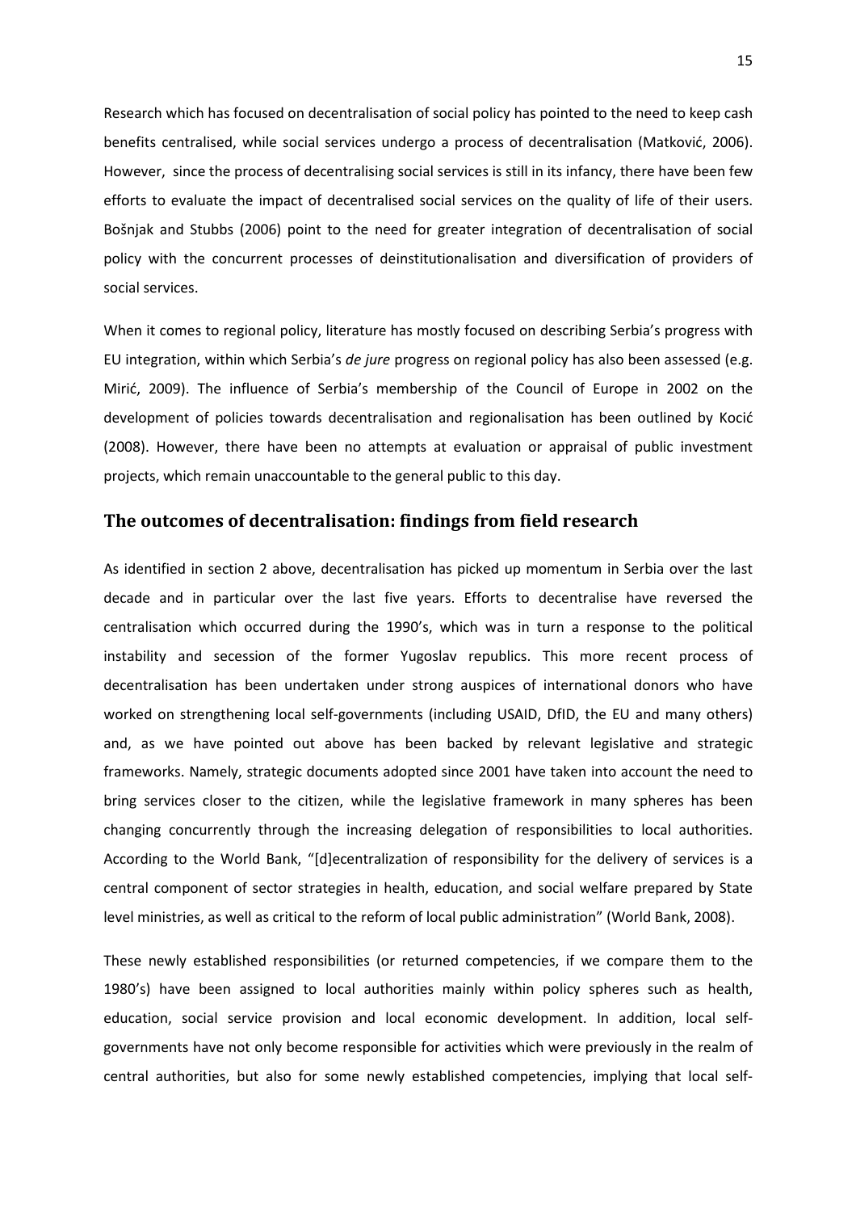Research which has focused on decentralisation of social policy has pointed to the need to keep cash benefits centralised, while social services undergo a process of decentralisation (Matković, 2006). However, since the process of decentralising social services is still in its infancy, there have been few efforts to evaluate the impact of decentralised social services on the quality of life of their users. Bošnjak and Stubbs (2006) point to the need for greater integration of decentralisation of social policy with the concurrent processes of deinstitutionalisation and diversification of providers of social services.

When it comes to regional policy, literature has mostly focused on describing Serbia's progress with EU integration, within which Serbia's *de jure* progress on regional policy has also been assessed (e.g. Mirić, 2009). The influence of Serbia's membership of the Council of Europe in 2002 on the development of policies towards decentralisation and regionalisation has been outlined by Kocić (2008). However, there have been no attempts at evaluation or appraisal of public investment projects, which remain unaccountable to the general public to this day.

## The outcomes of decentralisation: findings from field research

As identified in section 2 above, decentralisation has picked up momentum in Serbia over the last decade and in particular over the last five years. Efforts to decentralise have reversed the centralisation which occurred during the 1990's, which was in turn a response to the political instability and secession of the former Yugoslav republics. This more recent process of decentralisation has been undertaken under strong auspices of international donors who have worked on strengthening local self-governments (including USAID, DfID, the EU and many others) and, as we have pointed out above has been backed by relevant legislative and strategic frameworks. Namely, strategic documents adopted since 2001 have taken into account the need to bring services closer to the citizen, while the legislative framework in many spheres has been changing concurrently through the increasing delegation of responsibilities to local authorities. According to the World Bank, "[d]ecentralization of responsibility for the delivery of services is a central component of sector strategies in health, education, and social welfare prepared by State level ministries, as well as critical to the reform of local public administration" (World Bank, 2008).

These newly established responsibilities (or returned competencies, if we compare them to the 1980's) have been assigned to local authorities mainly within policy spheres such as health, education, social service provision and local economic development. In addition, local self-governments have not only become responsible for activities which were previously in the realm of central authorities, but also for some newly established competencies, implying that local self-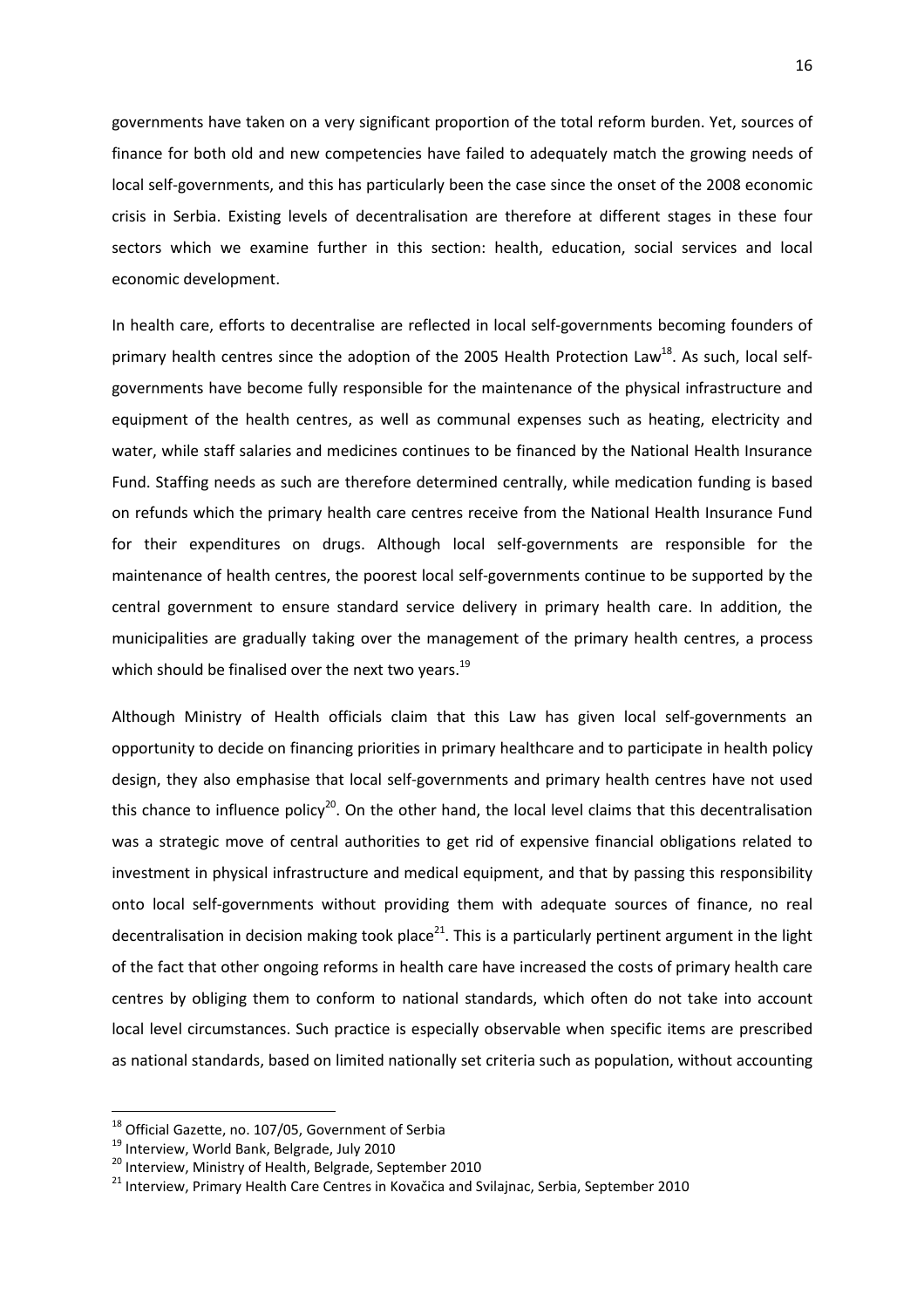governments have taken on a very significant proportion of the total reform burden. Yet, sources of finance for both old and new competencies have failed to adequately match the growing needs of local self-governments, and this has particularly been the case since the onset of the 2008 economic crisis in Serbia. Existing levels of decentralisation are therefore at different stages in these four sectors which we examine further in this section: health, education, social services and local economic development.

In health care, efforts to decentralise are reflected in local self-governments becoming founders of primary health centres since the adoption of the 2005 Health Protection Law[18]. As such, local self-governments have become fully responsible for the maintenance of the physical infrastructure and equipment of the health centres, as well as communal expenses such as heating, electricity and water, while staff salaries and medicines continues to be financed by the National Health Insurance Fund. Staffing needs as such are therefore determined centrally, while medication funding is based on refunds which the primary health care centres receive from the National Health Insurance Fund for their expenditures on drugs. Although local self-governments are responsible for the maintenance of health centres, the poorest local self-governments continue to be supported by the central government to ensure standard service delivery in primary health care. In addition, the municipalities are gradually taking over the management of the primary health centres, a process which should be finalised over the next two years.[19]

Although Ministry of Health officials claim that this Law has given local self-governments an opportunity to decide on financing priorities in primary healthcare and to participate in health policy design, they also emphasise that local self-governments and primary health centres have not used this chance to influence policy[20]. On the other hand, the local level claims that this decentralisation was a strategic move of central authorities to get rid of expensive financial obligations related to investment in physical infrastructure and medical equipment, and that by passing this responsibility onto local self-governments without providing them with adequate sources of finance, no real decentralisation in decision making took place[21]. This is a particularly pertinent argument in the light of the fact that other ongoing reforms in health care have increased the costs of primary health care centres by obliging them to conform to national standards, which often do not take into account local level circumstances. Such practice is especially observable when specific items are prescribed as national standards, based on limited nationally set criteria such as population, without accounting

---

[18] Official Gazette, no. 107/05, Government of Serbia

[19] Interview, World Bank, Belgrade, July 2010

[20] Interview, Ministry of Health, Belgrade, September 2010

[21] Interview, Primary Health Care Centres in Kovačica and Svilajnac, Serbia, September 2010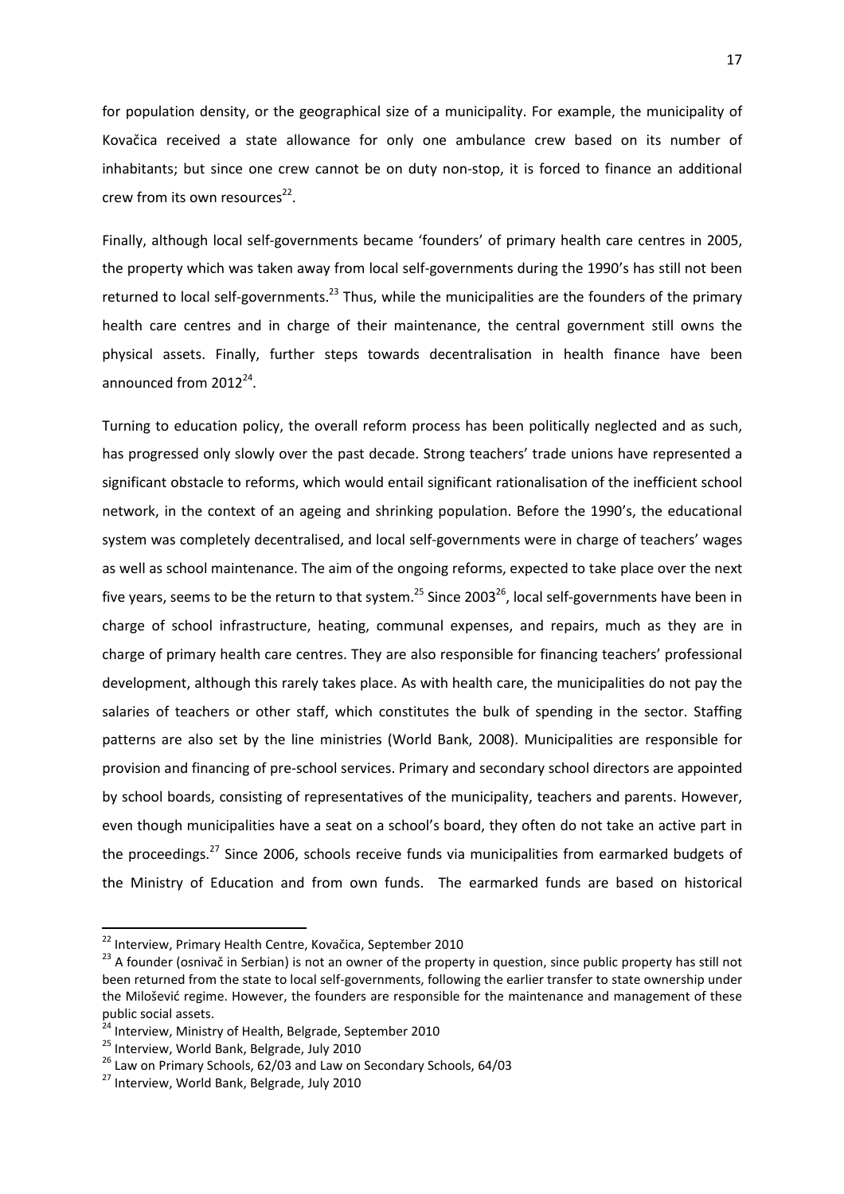for population density, or the geographical size of a municipality. For example, the municipality of Kovačica received a state allowance for only one ambulance crew based on its number of inhabitants; but since one crew cannot be on duty non-stop, it is forced to finance an additional crew from its own resources[22].

Finally, although local self-governments became 'founders' of primary health care centres in 2005, the property which was taken away from local self-governments during the 1990's has still not been returned to local self-governments.[23] Thus, while the municipalities are the founders of the primary health care centres and in charge of their maintenance, the central government still owns the physical assets. Finally, further steps towards decentralisation in health finance have been announced from 2012[24].

Turning to education policy, the overall reform process has been politically neglected and as such, has progressed only slowly over the past decade. Strong teachers' trade unions have represented a significant obstacle to reforms, which would entail significant rationalisation of the inefficient school network, in the context of an ageing and shrinking population. Before the 1990's, the educational system was completely decentralised, and local self-governments were in charge of teachers' wages as well as school maintenance. The aim of the ongoing reforms, expected to take place over the next five years, seems to be the return to that system.[25] Since 2003[26], local self-governments have been in charge of school infrastructure, heating, communal expenses, and repairs, much as they are in charge of primary health care centres. They are also responsible for financing teachers' professional development, although this rarely takes place. As with health care, the municipalities do not pay the salaries of teachers or other staff, which constitutes the bulk of spending in the sector. Staffing patterns are also set by the line ministries (World Bank, 2008). Municipalities are responsible for provision and financing of pre-school services. Primary and secondary school directors are appointed by school boards, consisting of representatives of the municipality, teachers and parents. However, even though municipalities have a seat on a school's board, they often do not take an active part in the proceedings.[27] Since 2006, schools receive funds via municipalities from earmarked budgets of the Ministry of Education and from own funds. The earmarked funds are based on historical

---

[22] Interview, Primary Health Centre, Kovačica, September 2010

[23] A founder (osnivač in Serbian) is not an owner of the property in question, since public property has still not been returned from the state to local self-governments, following the earlier transfer to state ownership under the Milošević regime. However, the founders are responsible for the maintenance and management of these public social assets.

[24] Interview, Ministry of Health, Belgrade, September 2010

[25] Interview, World Bank, Belgrade, July 2010

[26] Law on Primary Schools, 62/03 and Law on Secondary Schools, 64/03

[27] Interview, World Bank, Belgrade, July 2010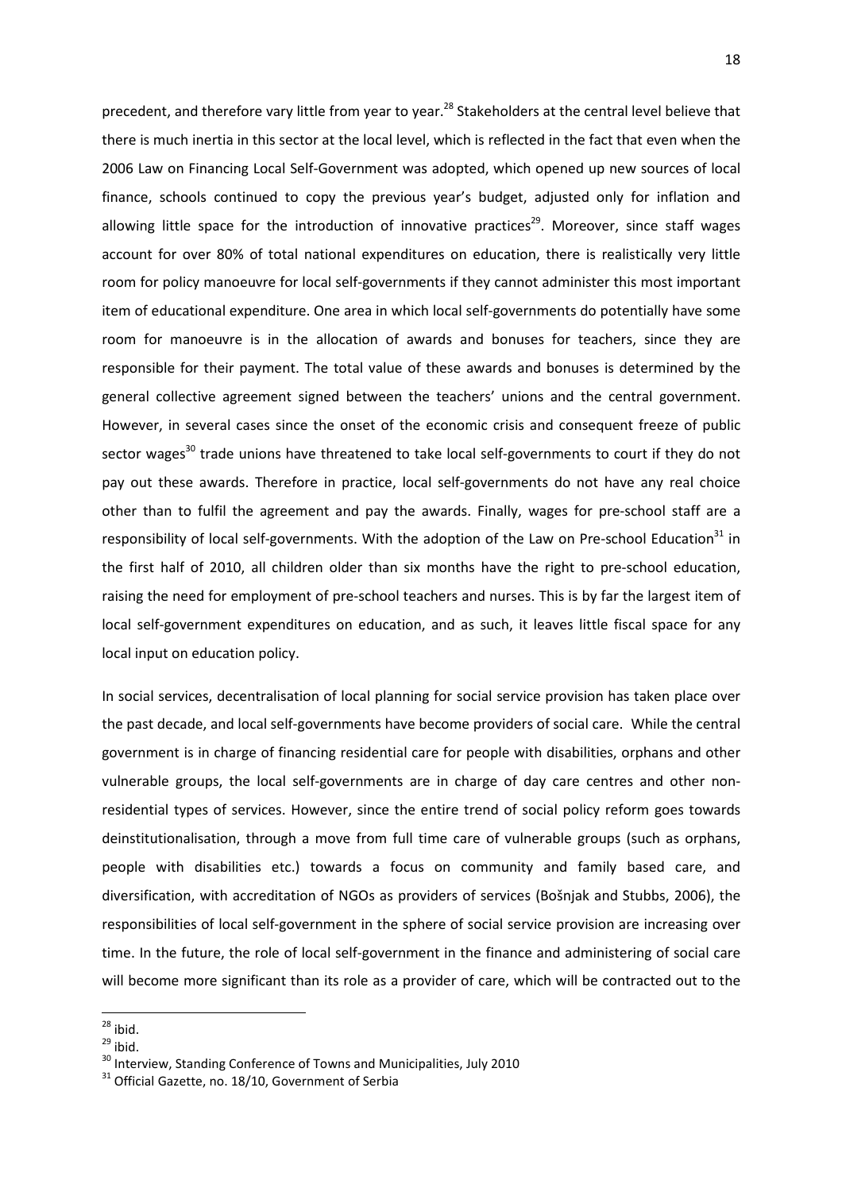precedent, and therefore vary little from year to year.[28] Stakeholders at the central level believe that there is much inertia in this sector at the local level, which is reflected in the fact that even when the 2006 Law on Financing Local Self-Government was adopted, which opened up new sources of local finance, schools continued to copy the previous year's budget, adjusted only for inflation and allowing little space for the introduction of innovative practices[29]. Moreover, since staff wages account for over 80% of total national expenditures on education, there is realistically very little room for policy manoeuvre for local self-governments if they cannot administer this most important item of educational expenditure. One area in which local self-governments do potentially have some room for manoeuvre is in the allocation of awards and bonuses for teachers, since they are responsible for their payment. The total value of these awards and bonuses is determined by the general collective agreement signed between the teachers' unions and the central government. However, in several cases since the onset of the economic crisis and consequent freeze of public sector wages[30] trade unions have threatened to take local self-governments to court if they do not pay out these awards. Therefore in practice, local self-governments do not have any real choice other than to fulfil the agreement and pay the awards. Finally, wages for pre-school staff are a responsibility of local self-governments. With the adoption of the Law on Pre-school Education[31] in the first half of 2010, all children older than six months have the right to pre-school education, raising the need for employment of pre-school teachers and nurses. This is by far the largest item of local self-government expenditures on education, and as such, it leaves little fiscal space for any local input on education policy.

In social services, decentralisation of local planning for social service provision has taken place over the past decade, and local self-governments have become providers of social care. While the central government is in charge of financing residential care for people with disabilities, orphans and other vulnerable groups, the local self-governments are in charge of day care centres and other non-residential types of services. However, since the entire trend of social policy reform goes towards deinstitutionalisation, through a move from full time care of vulnerable groups (such as orphans, people with disabilities etc.) towards a focus on community and family based care, and diversification, with accreditation of NGOs as providers of services (Bošnjak and Stubbs, 2006), the responsibilities of local self-government in the sphere of social service provision are increasing over time. In the future, the role of local self-government in the finance and administering of social care will become more significant than its role as a provider of care, which will be contracted out to the

---

[28] ibid.

[29] ibid.

[30] Interview, Standing Conference of Towns and Municipalities, July 2010

[31] Official Gazette, no. 18/10, Government of Serbia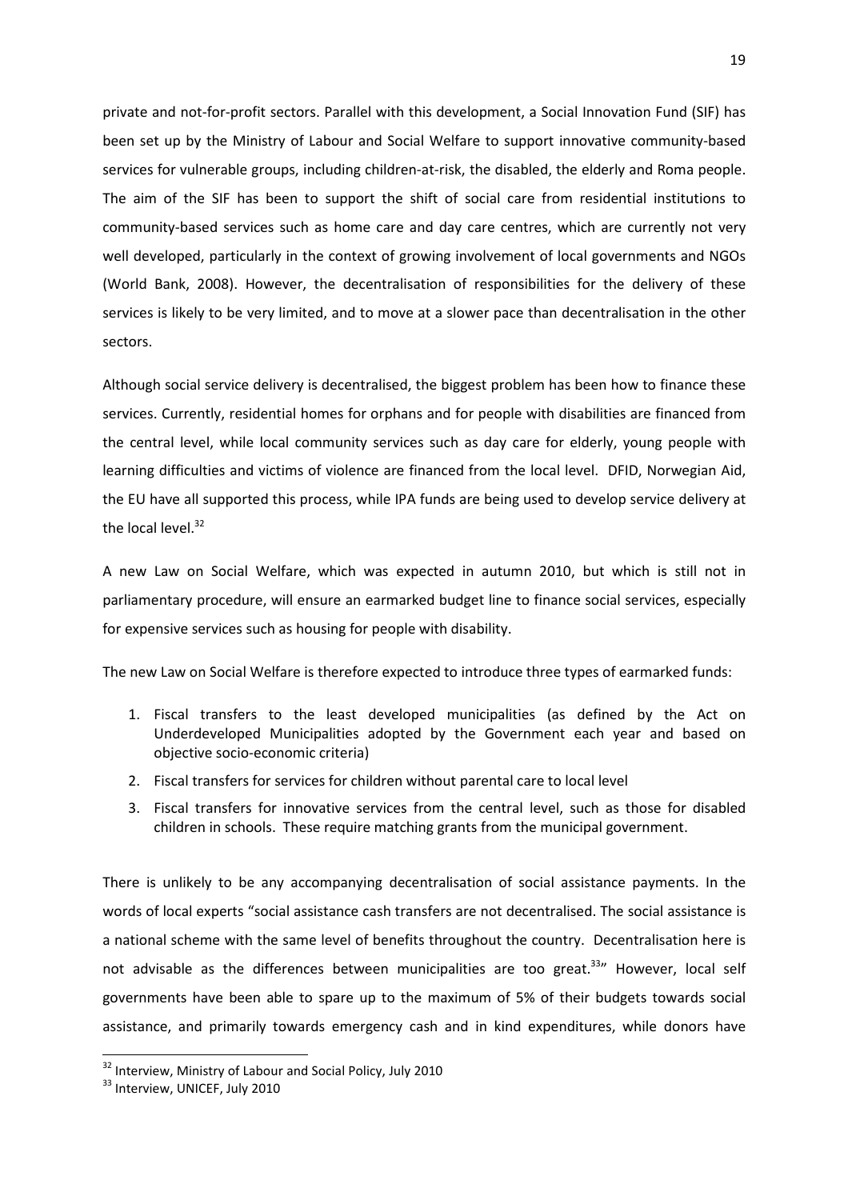private and not-for-profit sectors. Parallel with this development, a Social Innovation Fund (SIF) has been set up by the Ministry of Labour and Social Welfare to support innovative community-based services for vulnerable groups, including children-at-risk, the disabled, the elderly and Roma people. The aim of the SIF has been to support the shift of social care from residential institutions to community-based services such as home care and day care centres, which are currently not very well developed, particularly in the context of growing involvement of local governments and NGOs (World Bank, 2008). However, the decentralisation of responsibilities for the delivery of these services is likely to be very limited, and to move at a slower pace than decentralisation in the other sectors.

Although social service delivery is decentralised, the biggest problem has been how to finance these services. Currently, residential homes for orphans and for people with disabilities are financed from the central level, while local community services such as day care for elderly, young people with learning difficulties and victims of violence are financed from the local level. DFID, Norwegian Aid, the EU have all supported this process, while IPA funds are being used to develop service delivery at the local level.[32]

A new Law on Social Welfare, which was expected in autumn 2010, but which is still not in parliamentary procedure, will ensure an earmarked budget line to finance social services, especially for expensive services such as housing for people with disability.

The new Law on Social Welfare is therefore expected to introduce three types of earmarked funds:

1. Fiscal transfers to the least developed municipalities (as defined by the Act on Underdeveloped Municipalities adopted by the Government each year and based on objective socio-economic criteria)
2. Fiscal transfers for services for children without parental care to local level
3. Fiscal transfers for innovative services from the central level, such as those for disabled children in schools. These require matching grants from the municipal government.

There is unlikely to be any accompanying decentralisation of social assistance payments. In the words of local experts "social assistance cash transfers are not decentralised. The social assistance is a national scheme with the same level of benefits throughout the country. Decentralisation here is not advisable as the differences between municipalities are too great.[33]" However, local self governments have been able to spare up to the maximum of 5% of their budgets towards social assistance, and primarily towards emergency cash and in kind expenditures, while donors have

[32] Interview, Ministry of Labour and Social Policy, July 2010

[33] Interview, UNICEF, July 2010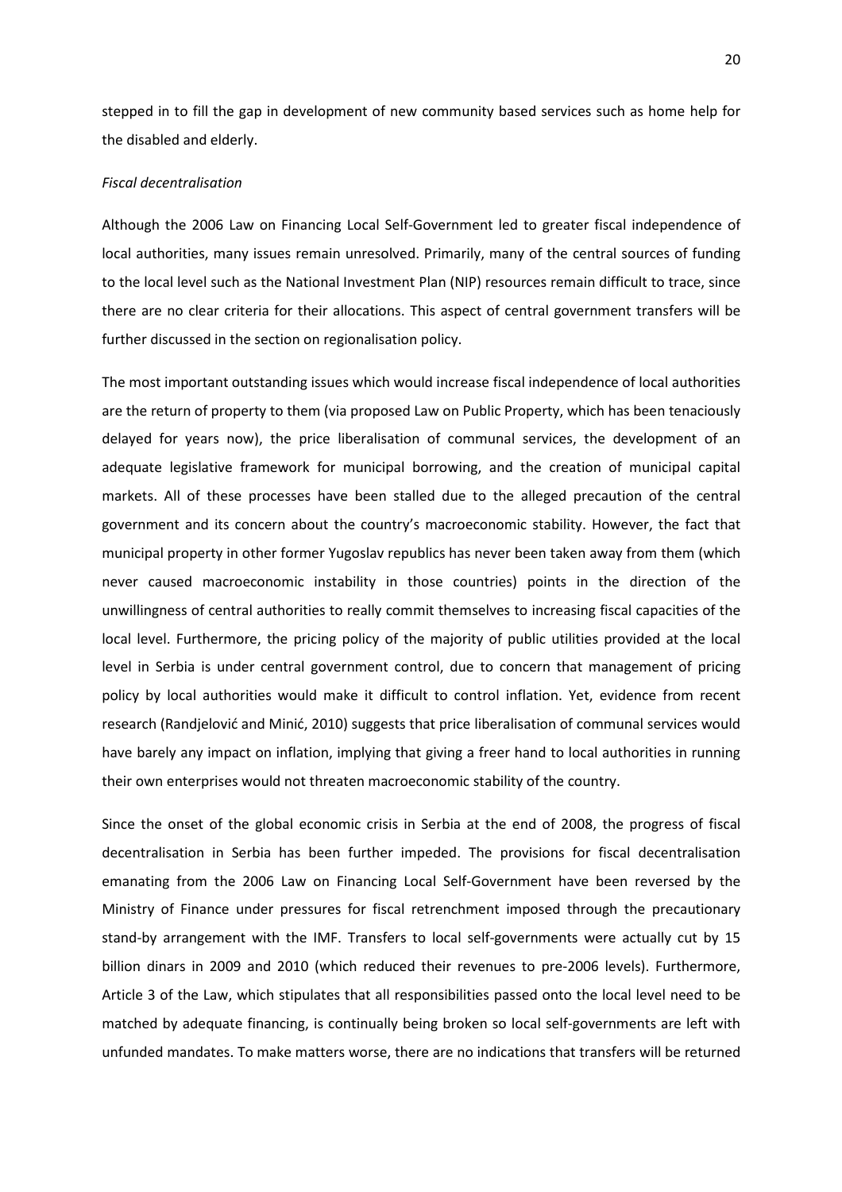stepped in to fill the gap in development of new community based services such as home help for the disabled and elderly.

*Fiscal decentralisation*

Although the 2006 Law on Financing Local Self-Government led to greater fiscal independence of local authorities, many issues remain unresolved. Primarily, many of the central sources of funding to the local level such as the National Investment Plan (NIP) resources remain difficult to trace, since there are no clear criteria for their allocations. This aspect of central government transfers will be further discussed in the section on regionalisation policy.

The most important outstanding issues which would increase fiscal independence of local authorities are the return of property to them (via proposed Law on Public Property, which has been tenaciously delayed for years now), the price liberalisation of communal services, the development of an adequate legislative framework for municipal borrowing, and the creation of municipal capital markets. All of these processes have been stalled due to the alleged precaution of the central government and its concern about the country's macroeconomic stability. However, the fact that municipal property in other former Yugoslav republics has never been taken away from them (which never caused macroeconomic instability in those countries) points in the direction of the unwillingness of central authorities to really commit themselves to increasing fiscal capacities of the local level. Furthermore, the pricing policy of the majority of public utilities provided at the local level in Serbia is under central government control, due to concern that management of pricing policy by local authorities would make it difficult to control inflation. Yet, evidence from recent research (Randjelović and Minić, 2010) suggests that price liberalisation of communal services would have barely any impact on inflation, implying that giving a freer hand to local authorities in running their own enterprises would not threaten macroeconomic stability of the country.

Since the onset of the global economic crisis in Serbia at the end of 2008, the progress of fiscal decentralisation in Serbia has been further impeded. The provisions for fiscal decentralisation emanating from the 2006 Law on Financing Local Self-Government have been reversed by the Ministry of Finance under pressures for fiscal retrenchment imposed through the precautionary stand-by arrangement with the IMF. Transfers to local self-governments were actually cut by 15 billion dinars in 2009 and 2010 (which reduced their revenues to pre-2006 levels). Furthermore, Article 3 of the Law, which stipulates that all responsibilities passed onto the local level need to be matched by adequate financing, is continually being broken so local self-governments are left with unfunded mandates. To make matters worse, there are no indications that transfers will be returned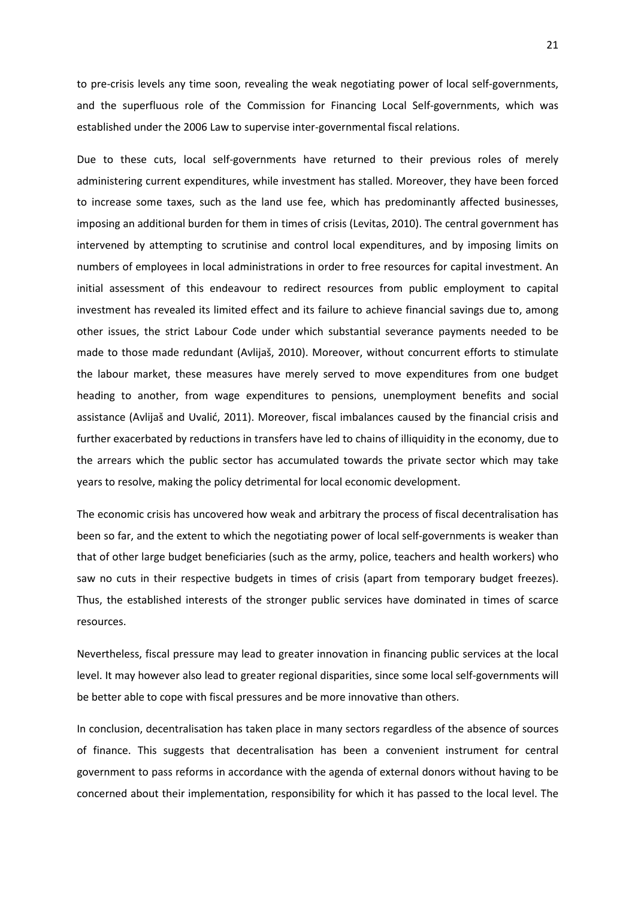to pre-crisis levels any time soon, revealing the weak negotiating power of local self-governments, and the superfluous role of the Commission for Financing Local Self-governments, which was established under the 2006 Law to supervise inter-governmental fiscal relations.

Due to these cuts, local self-governments have returned to their previous roles of merely administering current expenditures, while investment has stalled. Moreover, they have been forced to increase some taxes, such as the land use fee, which has predominantly affected businesses, imposing an additional burden for them in times of crisis (Levitas, 2010). The central government has intervened by attempting to scrutinise and control local expenditures, and by imposing limits on numbers of employees in local administrations in order to free resources for capital investment. An initial assessment of this endeavour to redirect resources from public employment to capital investment has revealed its limited effect and its failure to achieve financial savings due to, among other issues, the strict Labour Code under which substantial severance payments needed to be made to those made redundant (Avlijaš, 2010). Moreover, without concurrent efforts to stimulate the labour market, these measures have merely served to move expenditures from one budget heading to another, from wage expenditures to pensions, unemployment benefits and social assistance (Avlijaš and Uvalić, 2011). Moreover, fiscal imbalances caused by the financial crisis and further exacerbated by reductions in transfers have led to chains of illiquidity in the economy, due to the arrears which the public sector has accumulated towards the private sector which may take years to resolve, making the policy detrimental for local economic development.

The economic crisis has uncovered how weak and arbitrary the process of fiscal decentralisation has been so far, and the extent to which the negotiating power of local self-governments is weaker than that of other large budget beneficiaries (such as the army, police, teachers and health workers) who saw no cuts in their respective budgets in times of crisis (apart from temporary budget freezes). Thus, the established interests of the stronger public services have dominated in times of scarce resources.

Nevertheless, fiscal pressure may lead to greater innovation in financing public services at the local level. It may however also lead to greater regional disparities, since some local self-governments will be better able to cope with fiscal pressures and be more innovative than others.

In conclusion, decentralisation has taken place in many sectors regardless of the absence of sources of finance. This suggests that decentralisation has been a convenient instrument for central government to pass reforms in accordance with the agenda of external donors without having to be concerned about their implementation, responsibility for which it has passed to the local level. The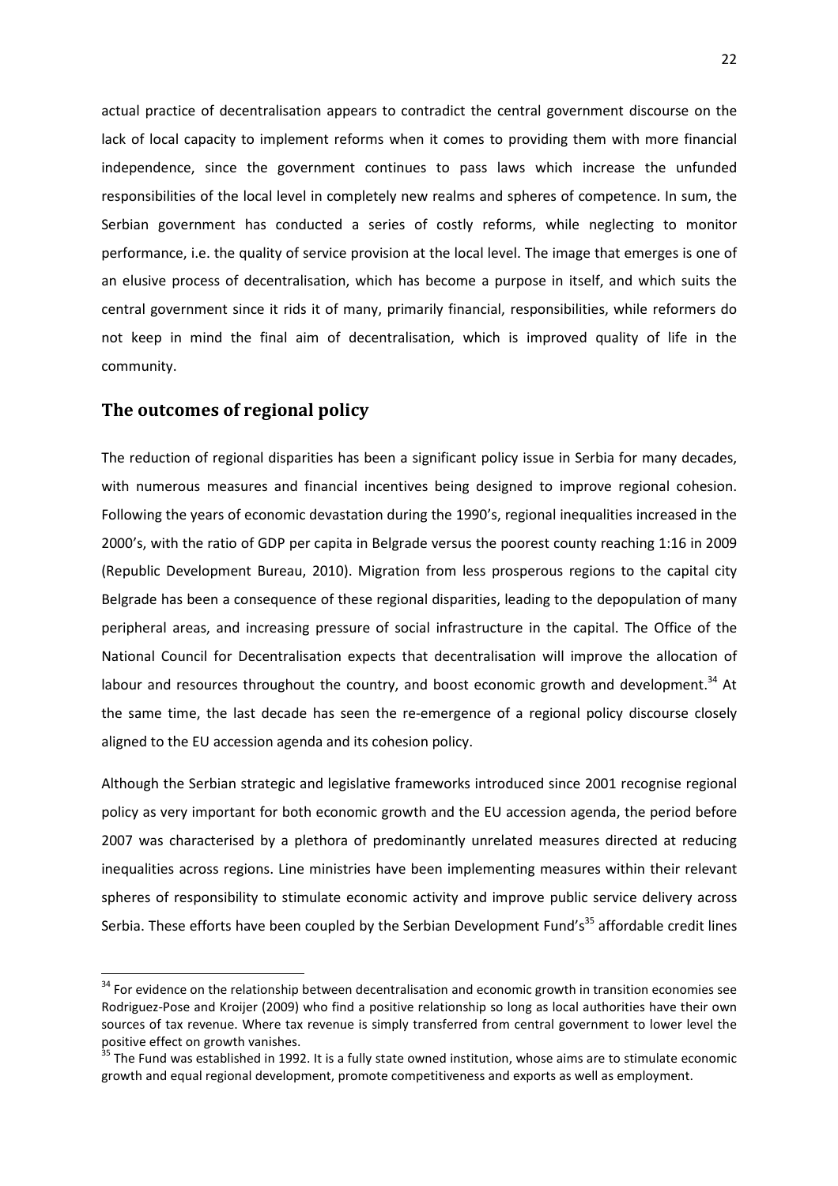actual practice of decentralisation appears to contradict the central government discourse on the lack of local capacity to implement reforms when it comes to providing them with more financial independence, since the government continues to pass laws which increase the unfunded responsibilities of the local level in completely new realms and spheres of competence. In sum, the Serbian government has conducted a series of costly reforms, while neglecting to monitor performance, i.e. the quality of service provision at the local level. The image that emerges is one of an elusive process of decentralisation, which has become a purpose in itself, and which suits the central government since it rids it of many, primarily financial, responsibilities, while reformers do not keep in mind the final aim of decentralisation, which is improved quality of life in the community.

## The outcomes of regional policy

The reduction of regional disparities has been a significant policy issue in Serbia for many decades, with numerous measures and financial incentives being designed to improve regional cohesion. Following the years of economic devastation during the 1990's, regional inequalities increased in the 2000's, with the ratio of GDP per capita in Belgrade versus the poorest county reaching 1:16 in 2009 (Republic Development Bureau, 2010). Migration from less prosperous regions to the capital city Belgrade has been a consequence of these regional disparities, leading to the depopulation of many peripheral areas, and increasing pressure of social infrastructure in the capital. The Office of the National Council for Decentralisation expects that decentralisation will improve the allocation of labour and resources throughout the country, and boost economic growth and development.[34] At the same time, the last decade has seen the re-emergence of a regional policy discourse closely aligned to the EU accession agenda and its cohesion policy.

Although the Serbian strategic and legislative frameworks introduced since 2001 recognise regional policy as very important for both economic growth and the EU accession agenda, the period before 2007 was characterised by a plethora of predominantly unrelated measures directed at reducing inequalities across regions. Line ministries have been implementing measures within their relevant spheres of responsibility to stimulate economic activity and improve public service delivery across Serbia. These efforts have been coupled by the Serbian Development Fund's[35] affordable credit lines

---

[34] For evidence on the relationship between decentralisation and economic growth in transition economies see Rodriguez-Pose and Kroijer (2009) who find a positive relationship so long as local authorities have their own sources of tax revenue. Where tax revenue is simply transferred from central government to lower level the positive effect on growth vanishes.

[35] The Fund was established in 1992. It is a fully state owned institution, whose aims are to stimulate economic growth and equal regional development, promote competitiveness and exports as well as employment.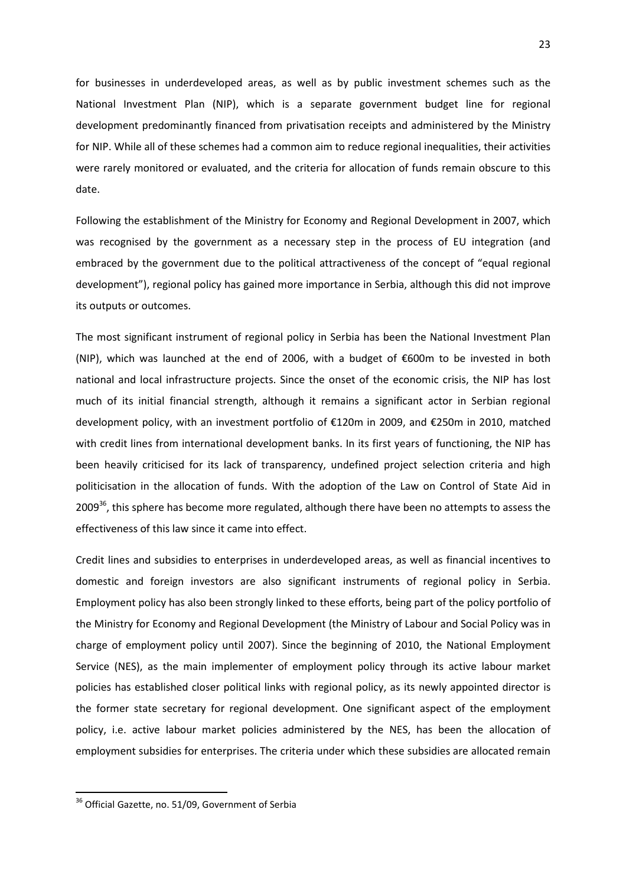for businesses in underdeveloped areas, as well as by public investment schemes such as the National Investment Plan (NIP), which is a separate government budget line for regional development predominantly financed from privatisation receipts and administered by the Ministry for NIP. While all of these schemes had a common aim to reduce regional inequalities, their activities were rarely monitored or evaluated, and the criteria for allocation of funds remain obscure to this date.

Following the establishment of the Ministry for Economy and Regional Development in 2007, which was recognised by the government as a necessary step in the process of EU integration (and embraced by the government due to the political attractiveness of the concept of "equal regional development"), regional policy has gained more importance in Serbia, although this did not improve its outputs or outcomes.

The most significant instrument of regional policy in Serbia has been the National Investment Plan (NIP), which was launched at the end of 2006, with a budget of €600m to be invested in both national and local infrastructure projects. Since the onset of the economic crisis, the NIP has lost much of its initial financial strength, although it remains a significant actor in Serbian regional development policy, with an investment portfolio of €120m in 2009, and €250m in 2010, matched with credit lines from international development banks. In its first years of functioning, the NIP has been heavily criticised for its lack of transparency, undefined project selection criteria and high politicisation in the allocation of funds. With the adoption of the Law on Control of State Aid in 2009[36], this sphere has become more regulated, although there have been no attempts to assess the effectiveness of this law since it came into effect.

Credit lines and subsidies to enterprises in underdeveloped areas, as well as financial incentives to domestic and foreign investors are also significant instruments of regional policy in Serbia. Employment policy has also been strongly linked to these efforts, being part of the policy portfolio of the Ministry for Economy and Regional Development (the Ministry of Labour and Social Policy was in charge of employment policy until 2007). Since the beginning of 2010, the National Employment Service (NES), as the main implementer of employment policy through its active labour market policies has established closer political links with regional policy, as its newly appointed director is the former state secretary for regional development. One significant aspect of the employment policy, i.e. active labour market policies administered by the NES, has been the allocation of employment subsidies for enterprises. The criteria under which these subsidies are allocated remain

[36] Official Gazette, no. 51/09, Government of Serbia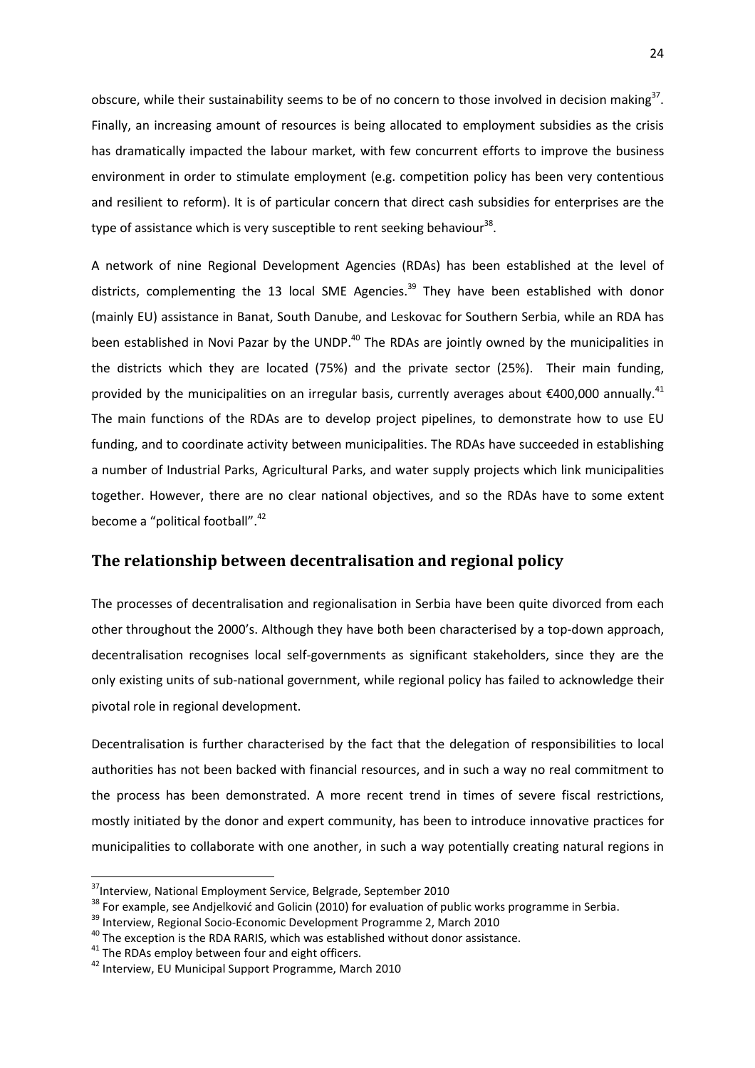obscure, while their sustainability seems to be of no concern to those involved in decision making[37]. Finally, an increasing amount of resources is being allocated to employment subsidies as the crisis has dramatically impacted the labour market, with few concurrent efforts to improve the business environment in order to stimulate employment (e.g. competition policy has been very contentious and resilient to reform). It is of particular concern that direct cash subsidies for enterprises are the type of assistance which is very susceptible to rent seeking behaviour[38].

A network of nine Regional Development Agencies (RDAs) has been established at the level of districts, complementing the 13 local SME Agencies.[39] They have been established with donor (mainly EU) assistance in Banat, South Danube, and Leskovac for Southern Serbia, while an RDA has been established in Novi Pazar by the UNDP.[40] The RDAs are jointly owned by the municipalities in the districts which they are located (75%) and the private sector (25%). Their main funding, provided by the municipalities on an irregular basis, currently averages about €400,000 annually.[41] The main functions of the RDAs are to develop project pipelines, to demonstrate how to use EU funding, and to coordinate activity between municipalities. The RDAs have succeeded in establishing a number of Industrial Parks, Agricultural Parks, and water supply projects which link municipalities together. However, there are no clear national objectives, and so the RDAs have to some extent become a "political football".[42]

## The relationship between decentralisation and regional policy

The processes of decentralisation and regionalisation in Serbia have been quite divorced from each other throughout the 2000's. Although they have both been characterised by a top-down approach, decentralisation recognises local self-governments as significant stakeholders, since they are the only existing units of sub-national government, while regional policy has failed to acknowledge their pivotal role in regional development.

Decentralisation is further characterised by the fact that the delegation of responsibilities to local authorities has not been backed with financial resources, and in such a way no real commitment to the process has been demonstrated. A more recent trend in times of severe fiscal restrictions, mostly initiated by the donor and expert community, has been to introduce innovative practices for municipalities to collaborate with one another, in such a way potentially creating natural regions in

---

[37] Interview, National Employment Service, Belgrade, September 2010

[38] For example, see Andjelković and Golicin (2010) for evaluation of public works programme in Serbia.

[39] Interview, Regional Socio-Economic Development Programme 2, March 2010

[40] The exception is the RDA RARIS, which was established without donor assistance.

[41] The RDAs employ between four and eight officers.

[42] Interview, EU Municipal Support Programme, March 2010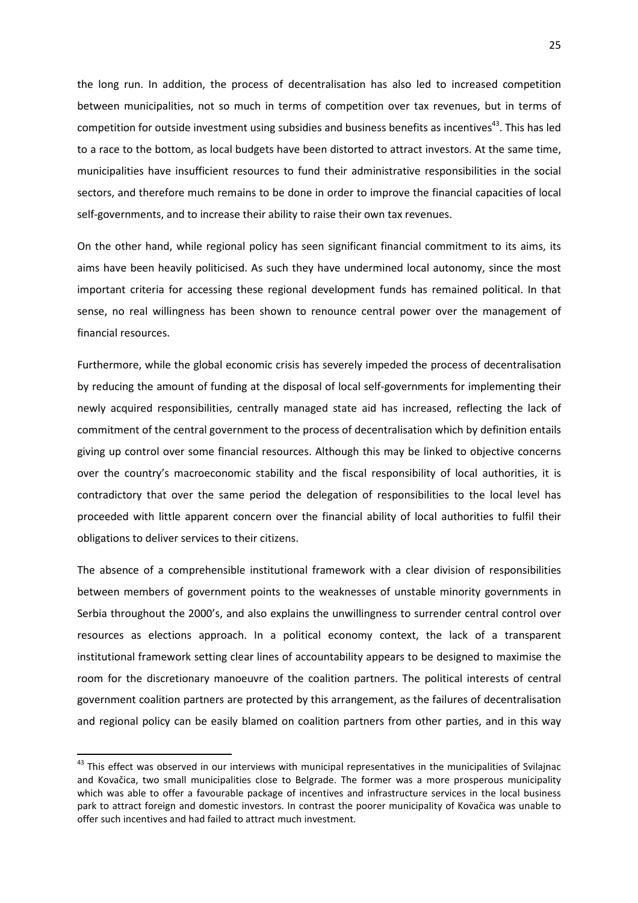the long run. In addition, the process of decentralisation has also led to increased competition between municipalities, not so much in terms of competition over tax revenues, but in terms of competition for outside investment using subsidies and business benefits as incentives[43]. This has led to a race to the bottom, as local budgets have been distorted to attract investors. At the same time, municipalities have insufficient resources to fund their administrative responsibilities in the social sectors, and therefore much remains to be done in order to improve the financial capacities of local self-governments, and to increase their ability to raise their own tax revenues.

On the other hand, while regional policy has seen significant financial commitment to its aims, its aims have been heavily politicised. As such they have undermined local autonomy, since the most important criteria for accessing these regional development funds has remained political. In that sense, no real willingness has been shown to renounce central power over the management of financial resources.

Furthermore, while the global economic crisis has severely impeded the process of decentralisation by reducing the amount of funding at the disposal of local self-governments for implementing their newly acquired responsibilities, centrally managed state aid has increased, reflecting the lack of commitment of the central government to the process of decentralisation which by definition entails giving up control over some financial resources. Although this may be linked to objective concerns over the country's macroeconomic stability and the fiscal responsibility of local authorities, it is contradictory that over the same period the delegation of responsibilities to the local level has proceeded with little apparent concern over the financial ability of local authorities to fulfil their obligations to deliver services to their citizens.

The absence of a comprehensible institutional framework with a clear division of responsibilities between members of government points to the weaknesses of unstable minority governments in Serbia throughout the 2000's, and also explains the unwillingness to surrender central control over resources as elections approach. In a political economy context, the lack of a transparent institutional framework setting clear lines of accountability appears to be designed to maximise the room for the discretionary manoeuvre of the coalition partners. The political interests of central government coalition partners are protected by this arrangement, as the failures of decentralisation and regional policy can be easily blamed on coalition partners from other parties, and in this way

[43] This effect was observed in our interviews with municipal representatives in the municipalities of Svilajnac and Kovačica, two small municipalities close to Belgrade. The former was a more prosperous municipality which was able to offer a favourable package of incentives and infrastructure services in the local business park to attract foreign and domestic investors. In contrast the poorer municipality of Kovačica was unable to offer such incentives and had failed to attract much investment.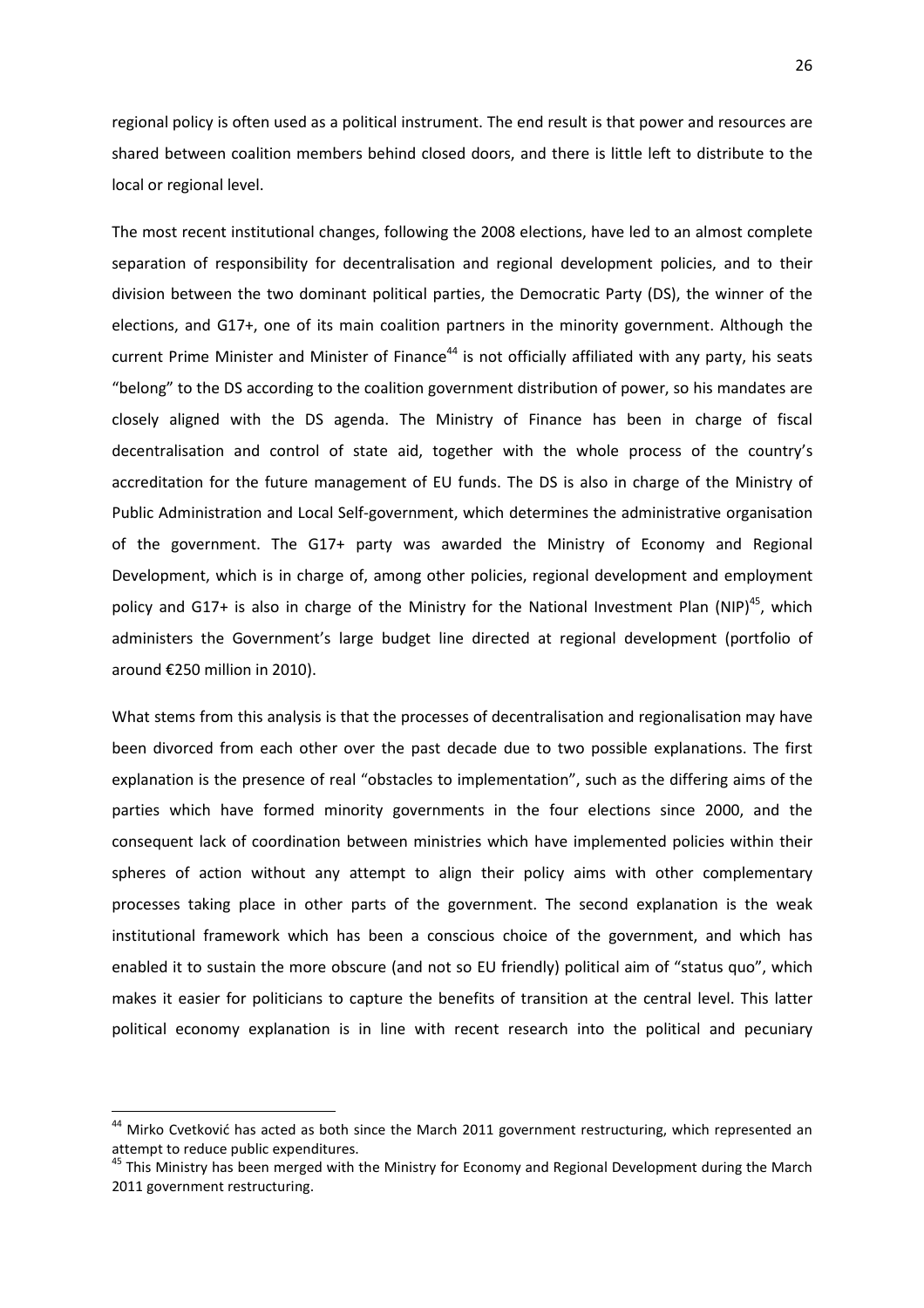regional policy is often used as a political instrument. The end result is that power and resources are shared between coalition members behind closed doors, and there is little left to distribute to the local or regional level.

The most recent institutional changes, following the 2008 elections, have led to an almost complete separation of responsibility for decentralisation and regional development policies, and to their division between the two dominant political parties, the Democratic Party (DS), the winner of the elections, and G17+, one of its main coalition partners in the minority government. Although the current Prime Minister and Minister of Finance[44] is not officially affiliated with any party, his seats "belong" to the DS according to the coalition government distribution of power, so his mandates are closely aligned with the DS agenda. The Ministry of Finance has been in charge of fiscal decentralisation and control of state aid, together with the whole process of the country's accreditation for the future management of EU funds. The DS is also in charge of the Ministry of Public Administration and Local Self-government, which determines the administrative organisation of the government. The G17+ party was awarded the Ministry of Economy and Regional Development, which is in charge of, among other policies, regional development and employment policy and G17+ is also in charge of the Ministry for the National Investment Plan (NIP)[45], which administers the Government's large budget line directed at regional development (portfolio of around €250 million in 2010).

What stems from this analysis is that the processes of decentralisation and regionalisation may have been divorced from each other over the past decade due to two possible explanations. The first explanation is the presence of real "obstacles to implementation", such as the differing aims of the parties which have formed minority governments in the four elections since 2000, and the consequent lack of coordination between ministries which have implemented policies within their spheres of action without any attempt to align their policy aims with other complementary processes taking place in other parts of the government. The second explanation is the weak institutional framework which has been a conscious choice of the government, and which has enabled it to sustain the more obscure (and not so EU friendly) political aim of "status quo", which makes it easier for politicians to capture the benefits of transition at the central level. This latter political economy explanation is in line with recent research into the political and pecuniary

[44] Mirko Cvetković has acted as both since the March 2011 government restructuring, which represented an attempt to reduce public expenditures.

[45] This Ministry has been merged with the Ministry for Economy and Regional Development during the March 2011 government restructuring.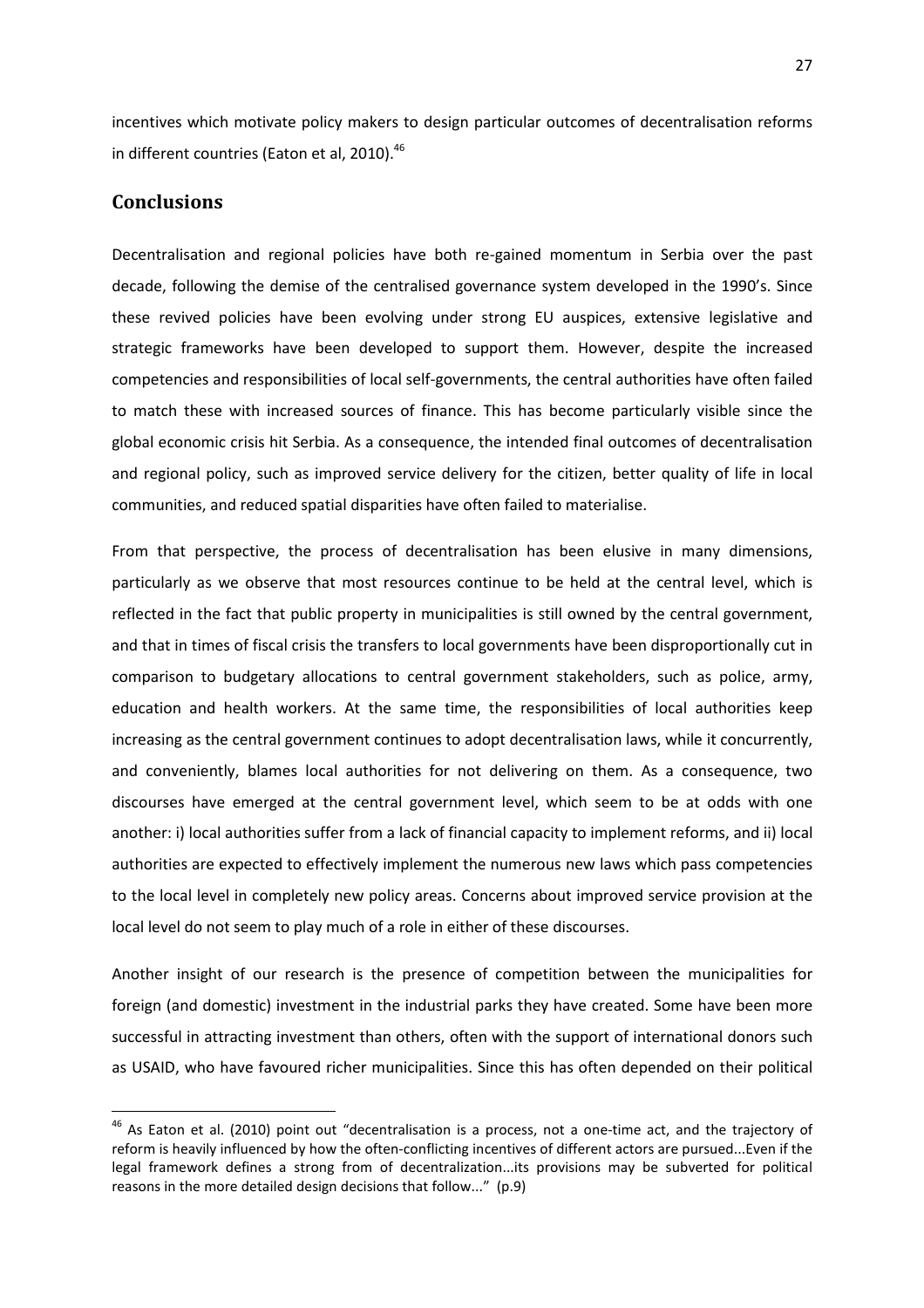incentives which motivate policy makers to design particular outcomes of decentralisation reforms in different countries (Eaton et al, 2010).[46]

## Conclusions

Decentralisation and regional policies have both re-gained momentum in Serbia over the past decade, following the demise of the centralised governance system developed in the 1990's. Since these revived policies have been evolving under strong EU auspices, extensive legislative and strategic frameworks have been developed to support them. However, despite the increased competencies and responsibilities of local self-governments, the central authorities have often failed to match these with increased sources of finance. This has become particularly visible since the global economic crisis hit Serbia. As a consequence, the intended final outcomes of decentralisation and regional policy, such as improved service delivery for the citizen, better quality of life in local communities, and reduced spatial disparities have often failed to materialise.

From that perspective, the process of decentralisation has been elusive in many dimensions, particularly as we observe that most resources continue to be held at the central level, which is reflected in the fact that public property in municipalities is still owned by the central government, and that in times of fiscal crisis the transfers to local governments have been disproportionally cut in comparison to budgetary allocations to central government stakeholders, such as police, army, education and health workers. At the same time, the responsibilities of local authorities keep increasing as the central government continues to adopt decentralisation laws, while it concurrently, and conveniently, blames local authorities for not delivering on them. As a consequence, two discourses have emerged at the central government level, which seem to be at odds with one another: i) local authorities suffer from a lack of financial capacity to implement reforms, and ii) local authorities are expected to effectively implement the numerous new laws which pass competencies to the local level in completely new policy areas. Concerns about improved service provision at the local level do not seem to play much of a role in either of these discourses.

Another insight of our research is the presence of competition between the municipalities for foreign (and domestic) investment in the industrial parks they have created. Some have been more successful in attracting investment than others, often with the support of international donors such as USAID, who have favoured richer municipalities. Since this has often depended on their political

---

[46] As Eaton et al. (2010) point out "decentralisation is a process, not a one-time act, and the trajectory of reform is heavily influenced by how the often-conflicting incentives of different actors are pursued...Even if the legal framework defines a strong from of decentralization...its provisions may be subverted for political reasons in the more detailed design decisions that follow..." (p.9)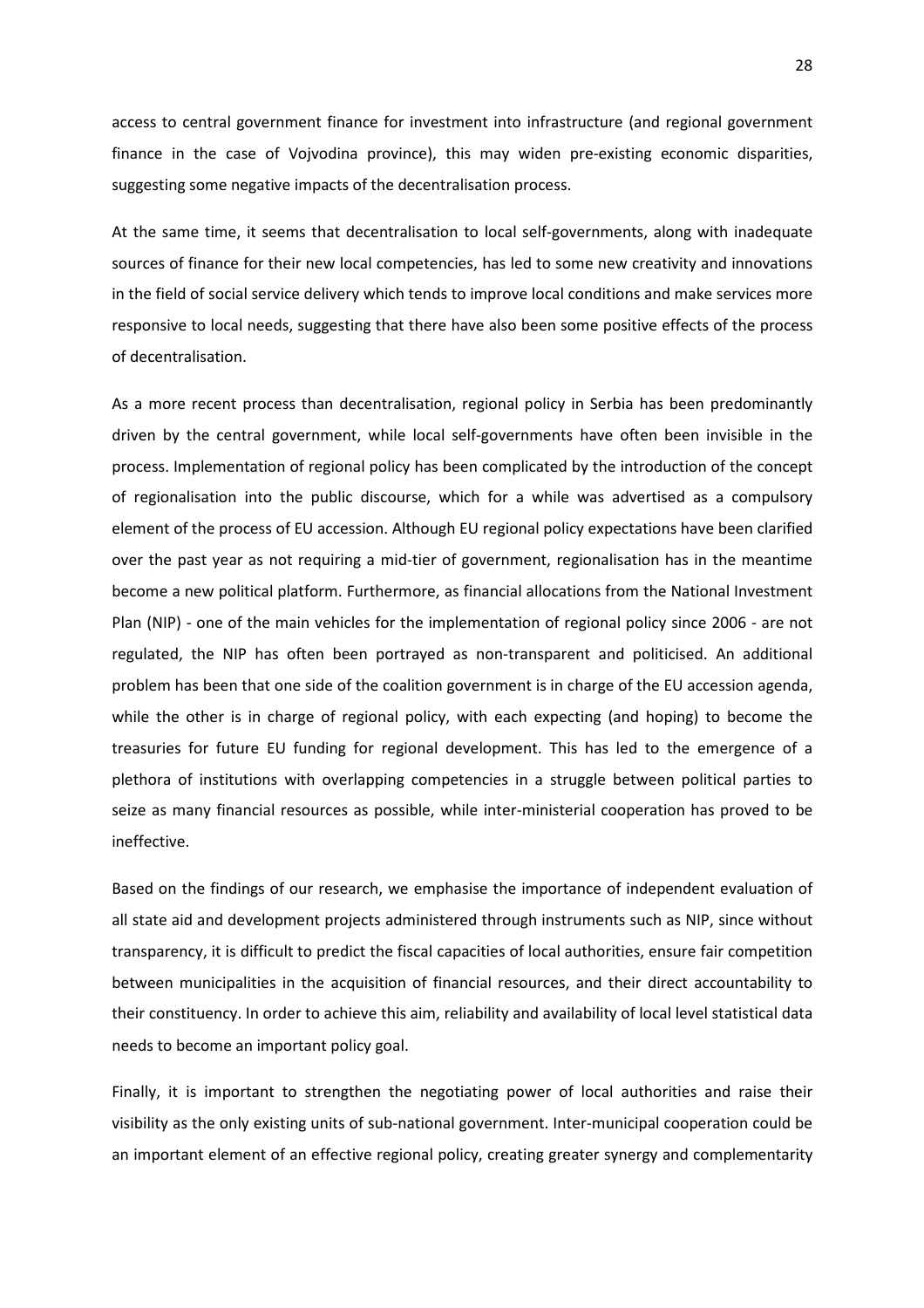access to central government finance for investment into infrastructure (and regional government finance in the case of Vojvodina province), this may widen pre-existing economic disparities, suggesting some negative impacts of the decentralisation process.

At the same time, it seems that decentralisation to local self-governments, along with inadequate sources of finance for their new local competencies, has led to some new creativity and innovations in the field of social service delivery which tends to improve local conditions and make services more responsive to local needs, suggesting that there have also been some positive effects of the process of decentralisation.

As a more recent process than decentralisation, regional policy in Serbia has been predominantly driven by the central government, while local self-governments have often been invisible in the process. Implementation of regional policy has been complicated by the introduction of the concept of regionalisation into the public discourse, which for a while was advertised as a compulsory element of the process of EU accession. Although EU regional policy expectations have been clarified over the past year as not requiring a mid-tier of government, regionalisation has in the meantime become a new political platform. Furthermore, as financial allocations from the National Investment Plan (NIP) - one of the main vehicles for the implementation of regional policy since 2006 - are not regulated, the NIP has often been portrayed as non-transparent and politicised. An additional problem has been that one side of the coalition government is in charge of the EU accession agenda, while the other is in charge of regional policy, with each expecting (and hoping) to become the treasuries for future EU funding for regional development. This has led to the emergence of a plethora of institutions with overlapping competencies in a struggle between political parties to seize as many financial resources as possible, while inter-ministerial cooperation has proved to be ineffective.

Based on the findings of our research, we emphasise the importance of independent evaluation of all state aid and development projects administered through instruments such as NIP, since without transparency, it is difficult to predict the fiscal capacities of local authorities, ensure fair competition between municipalities in the acquisition of financial resources, and their direct accountability to their constituency. In order to achieve this aim, reliability and availability of local level statistical data needs to become an important policy goal.

Finally, it is important to strengthen the negotiating power of local authorities and raise their visibility as the only existing units of sub-national government. Inter-municipal cooperation could be an important element of an effective regional policy, creating greater synergy and complementarity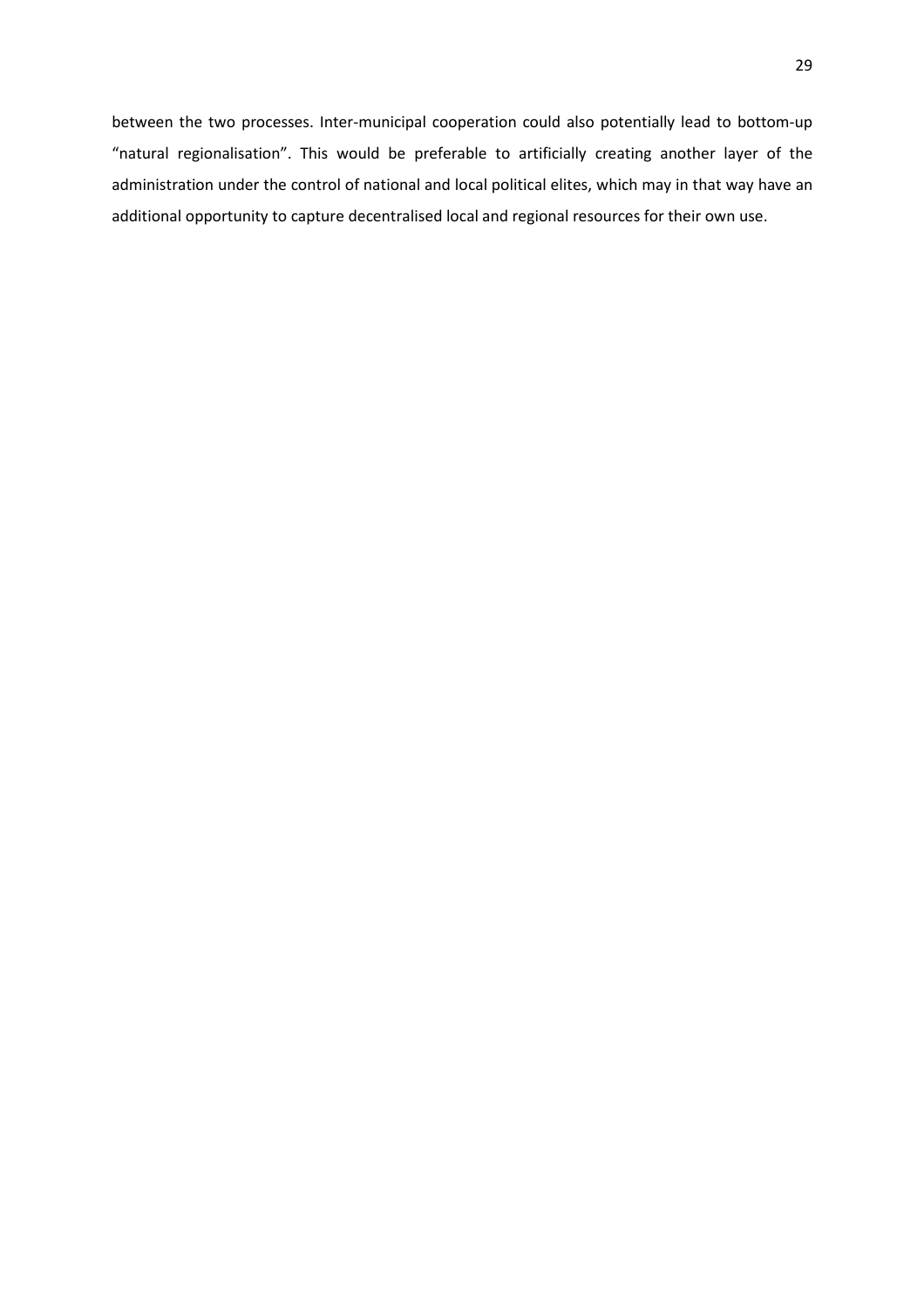between the two processes. Inter-municipal cooperation could also potentially lead to bottom-up "natural regionalisation". This would be preferable to artificially creating another layer of the administration under the control of national and local political elites, which may in that way have an additional opportunity to capture decentralised local and regional resources for their own use.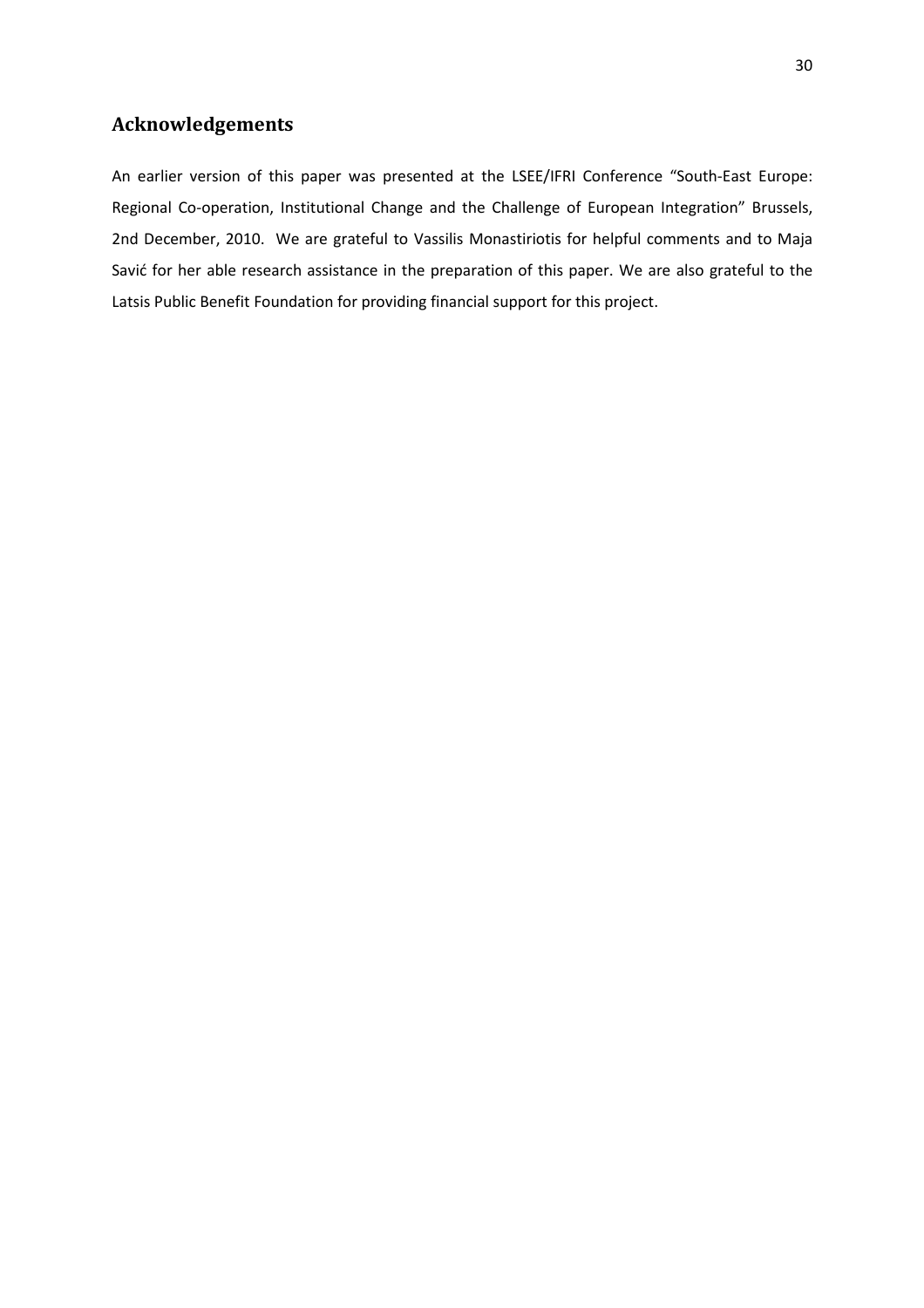## Acknowledgements

An earlier version of this paper was presented at the LSEE/IFRI Conference "South-East Europe: Regional Co-operation, Institutional Change and the Challenge of European Integration" Brussels, 2nd December, 2010. We are grateful to Vassilis Monastiriotis for helpful comments and to Maja Savić for her able research assistance in the preparation of this paper. We are also grateful to the Latsis Public Benefit Foundation for providing financial support for this project.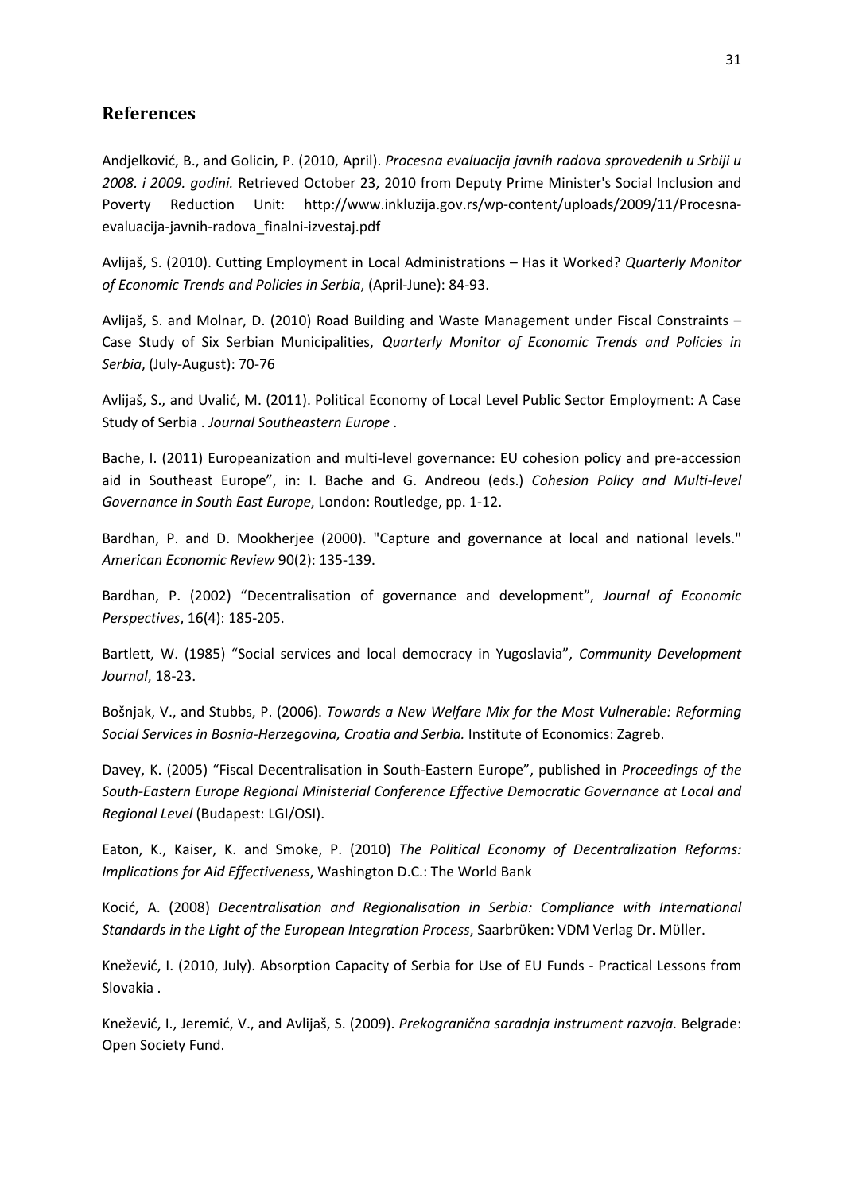## References

Andjelković, B., and Golicin, P. (2010, April). *Procesna evaluacija javnih radova sprovedenih u Srbiji u 2008. i 2009. godini.* Retrieved October 23, 2010 from Deputy Prime Minister's Social Inclusion and Poverty Reduction Unit: http://www.inkluzija.gov.rs/wp-content/uploads/2009/11/Procesna-evaluacija-javnih-radova_finalni-izvestaj.pdf

Avlijaš, S. (2010). Cutting Employment in Local Administrations – Has it Worked? *Quarterly Monitor of Economic Trends and Policies in Serbia*, (April-June): 84-93.

Avlijaš, S. and Molnar, D. (2010) Road Building and Waste Management under Fiscal Constraints – Case Study of Six Serbian Municipalities, *Quarterly Monitor of Economic Trends and Policies in Serbia*, (July-August): 70-76

Avlijaš, S., and Uvalić, M. (2011). Political Economy of Local Level Public Sector Employment: A Case Study of Serbia . *Journal Southeastern Europe* .

Bache, I. (2011) Europeanization and multi-level governance: EU cohesion policy and pre-accession aid in Southeast Europe", in: I. Bache and G. Andreou (eds.) *Cohesion Policy and Multi-level Governance in South East Europe*, London: Routledge, pp. 1-12.

Bardhan, P. and D. Mookherjee (2000). "Capture and governance at local and national levels." *American Economic Review* 90(2): 135-139.

Bardhan, P. (2002) "Decentralisation of governance and development", *Journal of Economic Perspectives*, 16(4): 185-205.

Bartlett, W. (1985) "Social services and local democracy in Yugoslavia", *Community Development Journal*, 18-23.

Bošnjak, V., and Stubbs, P. (2006). *Towards a New Welfare Mix for the Most Vulnerable: Reforming Social Services in Bosnia-Herzegovina, Croatia and Serbia.* Institute of Economics: Zagreb.

Davey, K. (2005) "Fiscal Decentralisation in South-Eastern Europe", published in *Proceedings of the South-Eastern Europe Regional Ministerial Conference Effective Democratic Governance at Local and Regional Level* (Budapest: LGI/OSI).

Eaton, K., Kaiser, K. and Smoke, P. (2010) *The Political Economy of Decentralization Reforms: Implications for Aid Effectiveness*, Washington D.C.: The World Bank

Kocić, A. (2008) *Decentralisation and Regionalisation in Serbia: Compliance with International Standards in the Light of the European Integration Process*, Saarbrüken: VDM Verlag Dr. Müller.

Knežević, I. (2010, July). Absorption Capacity of Serbia for Use of EU Funds - Practical Lessons from Slovakia .

Knežević, I., Jeremić, V., and Avlijaš, S. (2009). *Prekogranična saradnja instrument razvoja.* Belgrade: Open Society Fund.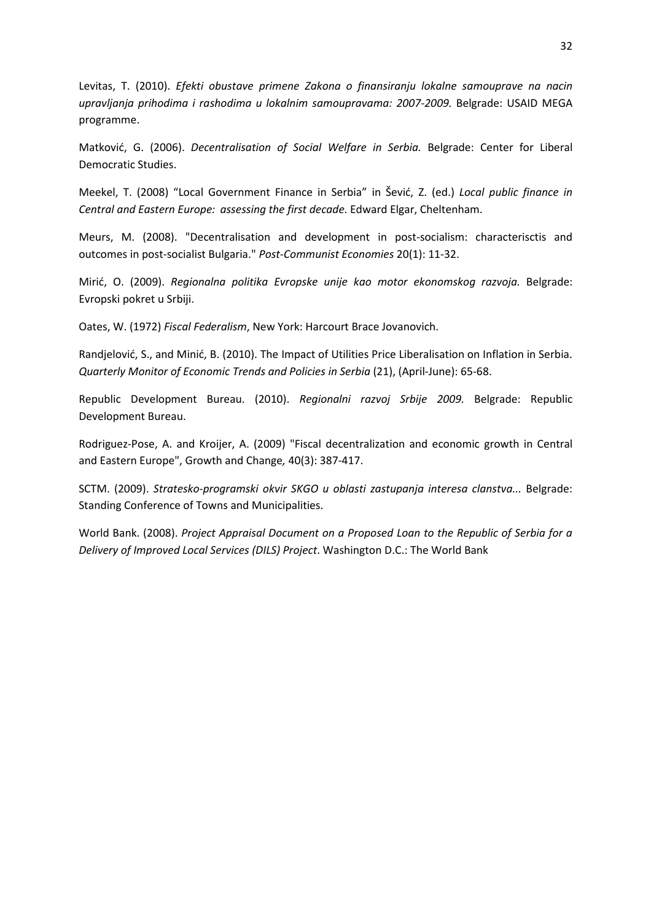Levitas, T. (2010). *Efekti obustave primene Zakona o finansiranju lokalne samouprave na nacin upravljanja prihodima i rashodima u lokalnim samoupravama: 2007-2009.* Belgrade: USAID MEGA programme.

Matković, G. (2006). *Decentralisation of Social Welfare in Serbia.* Belgrade: Center for Liberal Democratic Studies.

Meekel, T. (2008) "Local Government Finance in Serbia" in Šević, Z. (ed.) *Local public finance in Central and Eastern Europe: assessing the first decade*. Edward Elgar, Cheltenham.

Meurs, M. (2008). "Decentralisation and development in post-socialism: characterisctis and outcomes in post-socialist Bulgaria." *Post-Communist Economies* 20(1): 11-32.

Mirić, O. (2009). *Regionalna politika Evropske unije kao motor ekonomskog razvoja.* Belgrade: Evropski pokret u Srbiji.

Oates, W. (1972) *Fiscal Federalism*, New York: Harcourt Brace Jovanovich.

Randjelović, S., and Minić, B. (2010). The Impact of Utilities Price Liberalisation on Inflation in Serbia. *Quarterly Monitor of Economic Trends and Policies in Serbia* (21), (April-June): 65-68.

Republic Development Bureau. (2010). *Regionalni razvoj Srbije 2009.* Belgrade: Republic Development Bureau.

Rodriguez-Pose, A. and Kroijer, A. (2009) "Fiscal decentralization and economic growth in Central and Eastern Europe", Growth and Change*,* 40(3): 387-417.

SCTM. (2009). *Stratesko-programski okvir SKGO u oblasti zastupanja interesa clanstva...* Belgrade: Standing Conference of Towns and Municipalities.

World Bank. (2008). *Project Appraisal Document on a Proposed Loan to the Republic of Serbia for a Delivery of Improved Local Services (DILS) Project*. Washington D.C.: The World Bank